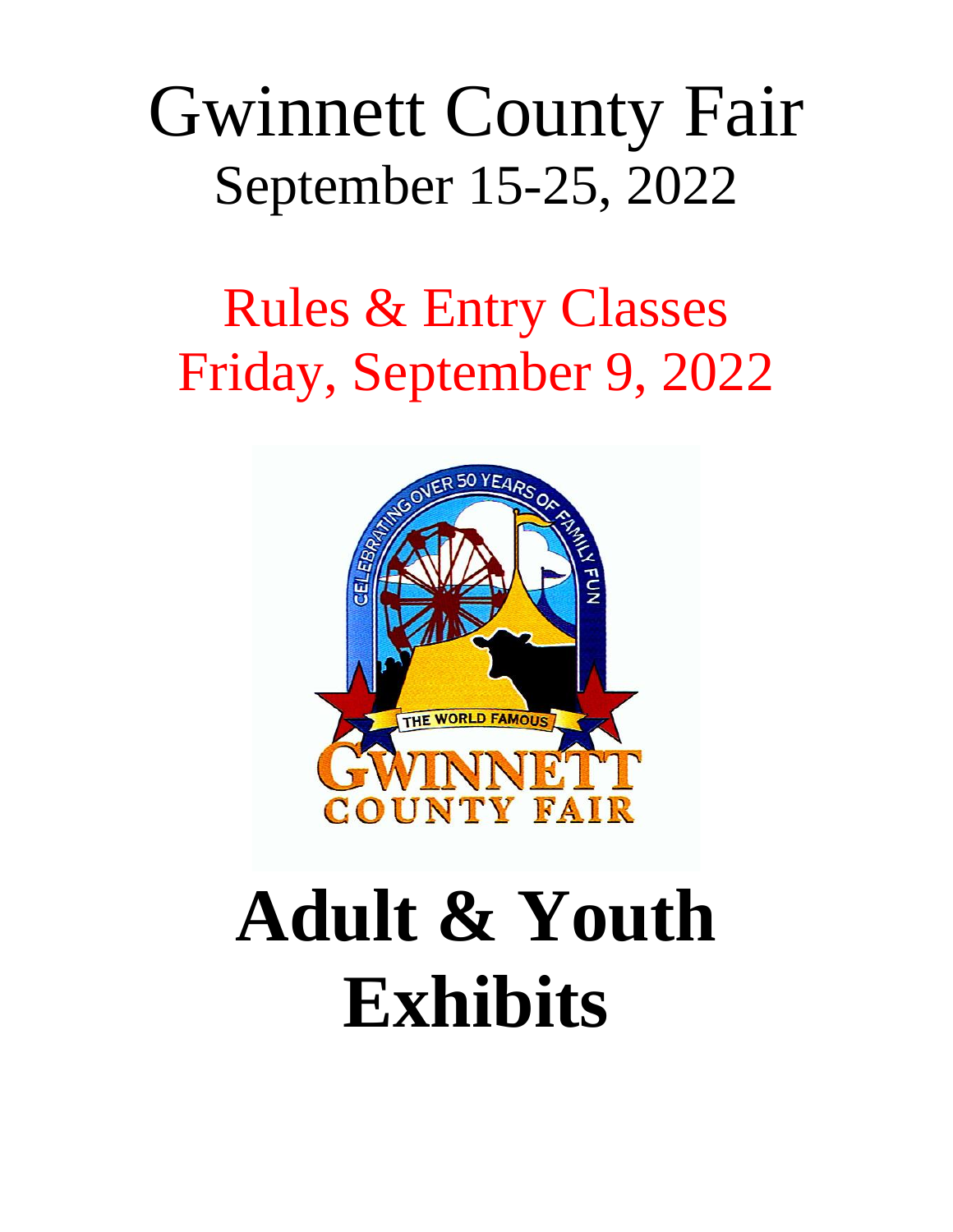# Gwinnett County Fair

## September 15-25, 2022

## Rules & Entry Classes

## Friday, September 9, 2022

# Adult & Youth Exhibits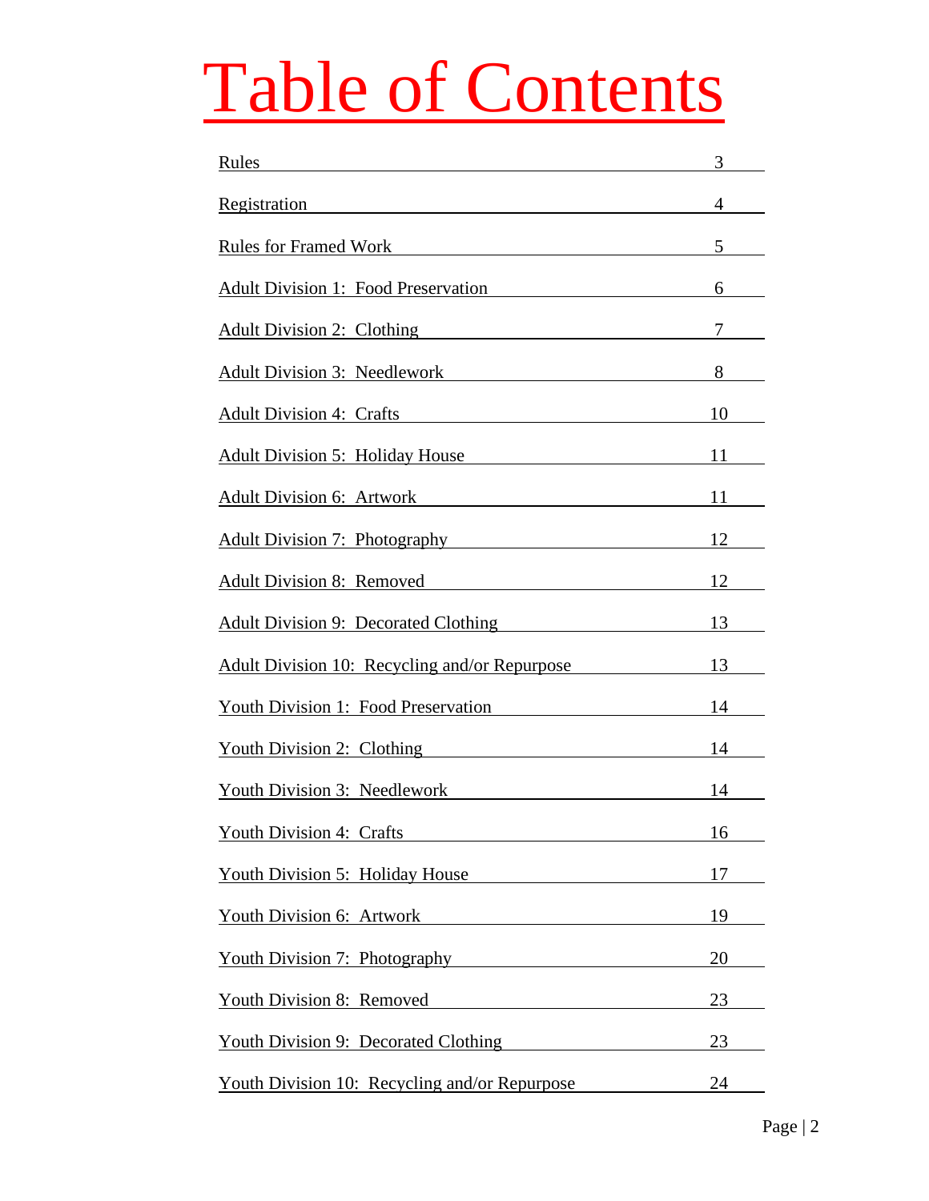# Table of Contents

| | |
|---|---|
| Rules | 3 |
| Registration | 4 |
| Rules for Framed Work | 5 |
| Adult Division 1: Food Preservation | 6 |
| Adult Division 2: Clothing | 7 |
| Adult Division 3: Needlework | 8 |
| Adult Division 4: Crafts | 10 |
| Adult Division 5: Holiday House | 11 |
| Adult Division 6: Artwork | 11 |
| Adult Division 7: Photography | 12 |
| Adult Division 8: Removed | 12 |
| Adult Division 9: Decorated Clothing | 13 |
| Adult Division 10: Recycling and/or Repurpose | 13 |
| Youth Division 1: Food Preservation | 14 |
| Youth Division 2: Clothing | 14 |
| Youth Division 3: Needlework | 14 |
| Youth Division 4: Crafts | 16 |
| Youth Division 5: Holiday House | 17 |
| Youth Division 6: Artwork | 19 |
| Youth Division 7: Photography | 20 |
| Youth Division 8: Removed | 23 |
| Youth Division 9: Decorated Clothing | 23 |
| Youth Division 10: Recycling and/or Repurpose | 24 |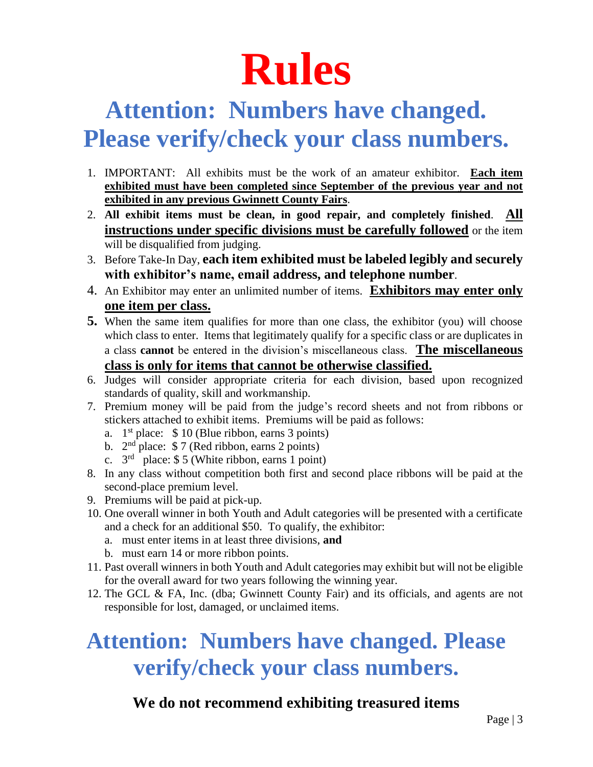# Rules

## Attention: Numbers have changed. Please verify/check your class numbers.

1. IMPORTANT: All exhibits must be the work of an amateur exhibitor. **Each item exhibited must have been completed since September of the previous year and not exhibited in any previous Gwinnett County Fairs**.
2. **All exhibit items must be clean, in good repair, and completely finished**. **All instructions under specific divisions must be carefully followed** or the item will be disqualified from judging.
3. Before Take-In Day, **each item exhibited must be labeled legibly and securely with exhibitor's name, email address, and telephone number**.
4. An Exhibitor may enter an unlimited number of items. **Exhibitors may enter only one item per class.**
5. When the same item qualifies for more than one class, the exhibitor (you) will choose which class to enter. Items that legitimately qualify for a specific class or are duplicates in a class **cannot** be entered in the division's miscellaneous class. **The miscellaneous class is only for items that cannot be otherwise classified.**
6. Judges will consider appropriate criteria for each division, based upon recognized standards of quality, skill and workmanship.
7. Premium money will be paid from the judge's record sheets and not from ribbons or stickers attached to exhibit items. Premiums will be paid as follows:
   a. 1st place: $10 (Blue ribbon, earns 3 points)
   b. 2nd place: $7 (Red ribbon, earns 2 points)
   c. 3rd place: $5 (White ribbon, earns 1 point)
8. In any class without competition both first and second place ribbons will be paid at the second-place premium level.
9. Premiums will be paid at pick-up.
10. One overall winner in both Youth and Adult categories will be presented with a certificate and a check for an additional $50. To qualify, the exhibitor:
    a. must enter items in at least three divisions, **and**
    b. must earn 14 or more ribbon points.
11. Past overall winners in both Youth and Adult categories may exhibit but will not be eligible for the overall award for two years following the winning year.
12. The GCL & FA, Inc. (dba; Gwinnett County Fair) and its officials, and agents are not responsible for lost, damaged, or unclaimed items.

## Attention: Numbers have changed. Please verify/check your class numbers.

**We do not recommend exhibiting treasured items**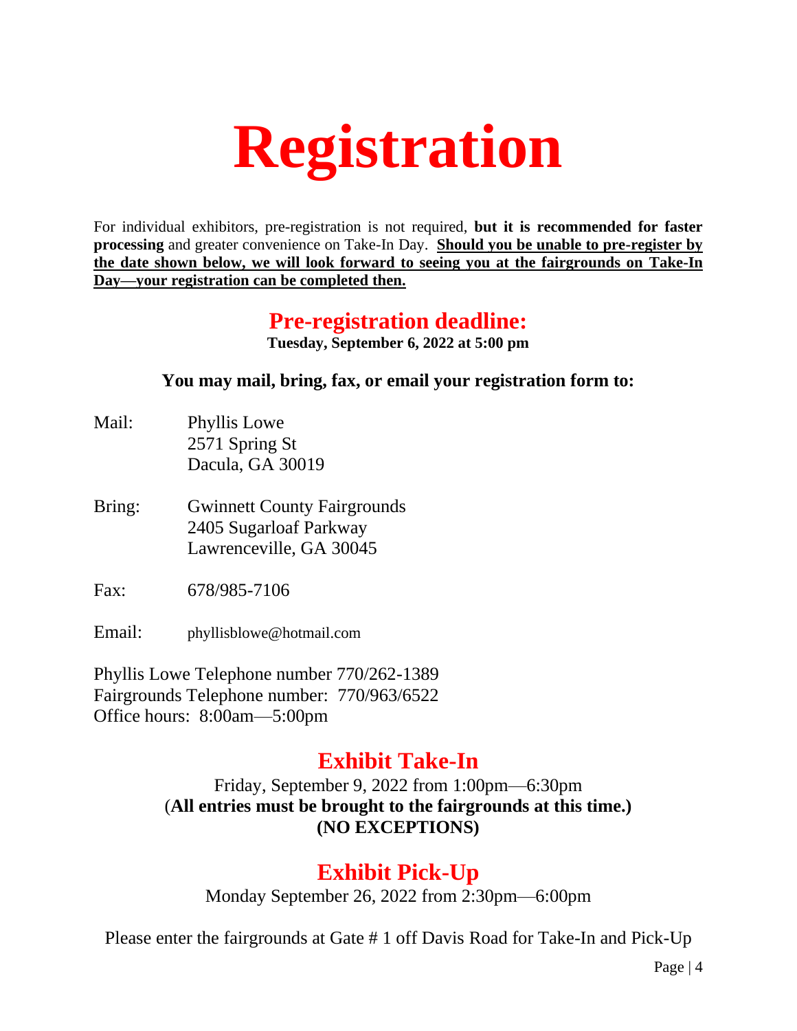# Registration

For individual exhibitors, pre-registration is not required, **but it is recommended for faster processing** and greater convenience on Take-In Day. **Should you be unable to pre-register by the date shown below, we will look forward to seeing you at the fairgrounds on Take-In Day—your registration can be completed then.**

## Pre-registration deadline:

**Tuesday, September 6, 2022 at 5:00 pm**

**You may mail, bring, fax, or email your registration form to:**

Mail: Phyllis Lowe
2571 Spring St
Dacula, GA 30019

Bring: Gwinnett County Fairgrounds
2405 Sugarloaf Parkway
Lawrenceville, GA 30045

Fax: 678/985-7106

Email: phyllisblowe@hotmail.com

Phyllis Lowe Telephone number 770/262-1389
Fairgrounds Telephone number: 770/963/6522
Office hours: 8:00am—5:00pm

## Exhibit Take-In

Friday, September 9, 2022 from 1:00pm—6:30pm
(**All entries must be brought to the fairgrounds at this time.)**
**(NO EXCEPTIONS)**

## Exhibit Pick-Up

Monday September 26, 2022 from 2:30pm—6:00pm

Please enter the fairgrounds at Gate # 1 off Davis Road for Take-In and Pick-Up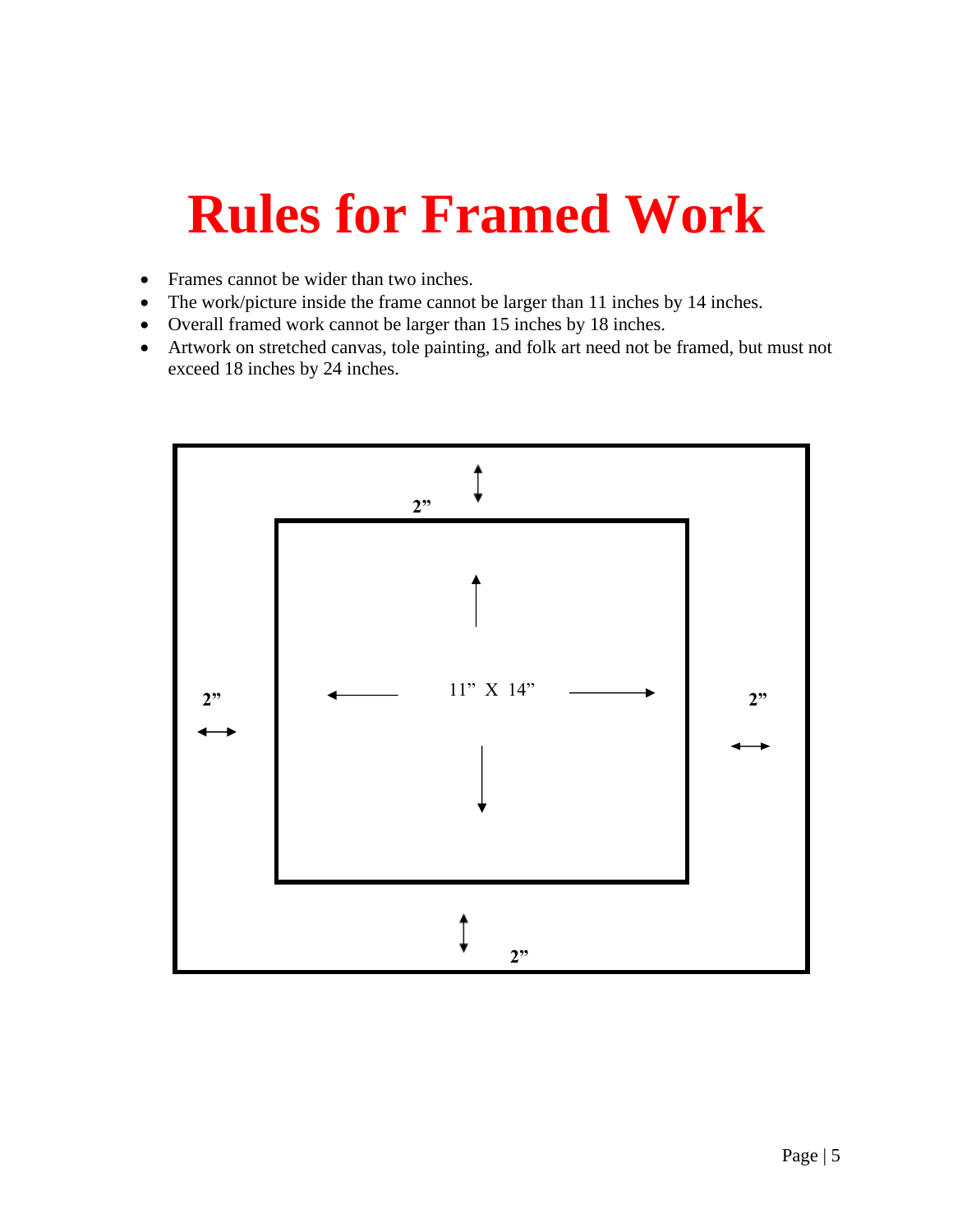# Rules for Framed Work

- Frames cannot be wider than two inches.
- The work/picture inside the frame cannot be larger than 11 inches by 14 inches.
- Overall framed work cannot be larger than 15 inches by 18 inches.
- Artwork on stretched canvas, tole painting, and folk art need not be framed, but must not exceed 18 inches by 24 inches.

2”

2” 11” X 14” 2”

2”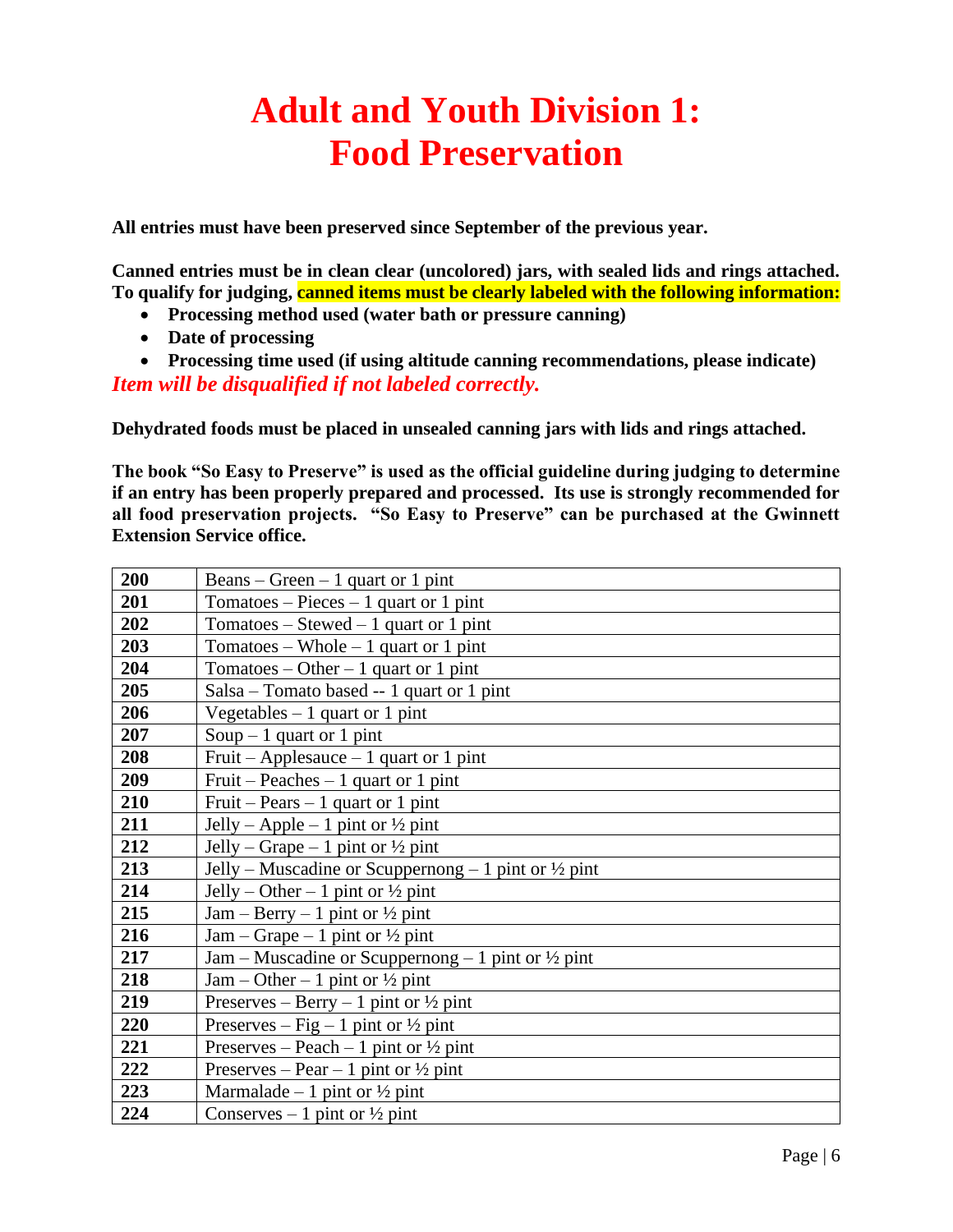# Adult and Youth Division 1: Food Preservation

**All entries must have been preserved since September of the previous year.**

**Canned entries must be in clean clear (uncolored) jars, with sealed lids and rings attached. To qualify for judging, canned items must be clearly labeled with the following information:**

- **Processing method used (water bath or pressure canning)**
- **Date of processing**
- **Processing time used (if using altitude canning recommendations, please indicate)**

***Item will be disqualified if not labeled correctly.***

**Dehydrated foods must be placed in unsealed canning jars with lids and rings attached.**

**The book "So Easy to Preserve" is used as the official guideline during judging to determine if an entry has been properly prepared and processed. Its use is strongly recommended for all food preservation projects. "So Easy to Preserve" can be purchased at the Gwinnett Extension Service office.**

| | |
|---|---|
| **200** | Beans – Green – 1 quart or 1 pint |
| **201** | Tomatoes – Pieces – 1 quart or 1 pint |
| **202** | Tomatoes – Stewed – 1 quart or 1 pint |
| **203** | Tomatoes – Whole – 1 quart or 1 pint |
| **204** | Tomatoes – Other – 1 quart or 1 pint |
| **205** | Salsa – Tomato based -- 1 quart or 1 pint |
| **206** | Vegetables – 1 quart or 1 pint |
| **207** | Soup – 1 quart or 1 pint |
| **208** | Fruit – Applesauce – 1 quart or 1 pint |
| **209** | Fruit – Peaches – 1 quart or 1 pint |
| **210** | Fruit – Pears – 1 quart or 1 pint |
| **211** | Jelly – Apple – 1 pint or ½ pint |
| **212** | Jelly – Grape – 1 pint or ½ pint |
| **213** | Jelly – Muscadine or Scuppernong – 1 pint or ½ pint |
| **214** | Jelly – Other – 1 pint or ½ pint |
| **215** | Jam – Berry – 1 pint or ½ pint |
| **216** | Jam – Grape – 1 pint or ½ pint |
| **217** | Jam – Muscadine or Scuppernong – 1 pint or ½ pint |
| **218** | Jam – Other – 1 pint or ½ pint |
| **219** | Preserves – Berry – 1 pint or ½ pint |
| **220** | Preserves – Fig – 1 pint or ½ pint |
| **221** | Preserves – Peach – 1 pint or ½ pint |
| **222** | Preserves – Pear – 1 pint or ½ pint |
| **223** | Marmalade – 1 pint or ½ pint |
| **224** | Conserves – 1 pint or ½ pint |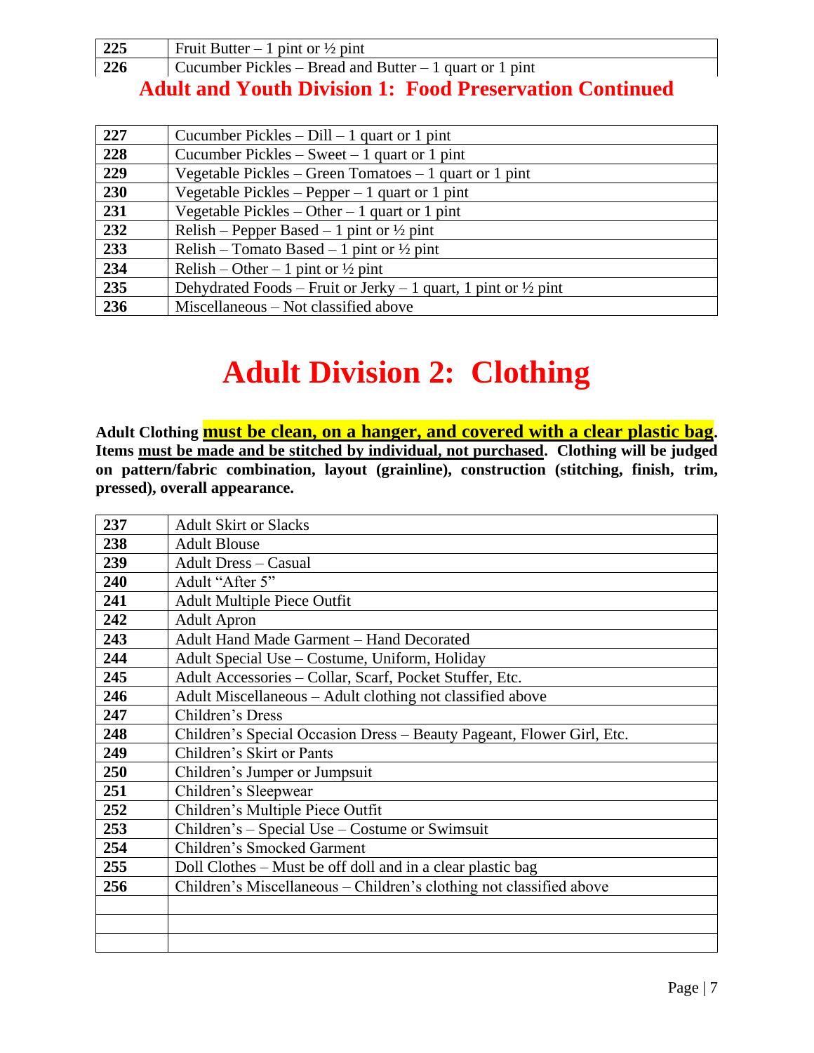| 225 | Fruit Butter – 1 pint or ½ pint |
|---|---|
| 226 | Cucumber Pickles – Bread and Butter – 1 quart or 1 pint |

## Adult and Youth Division 1: Food Preservation Continued

| 227 | Cucumber Pickles – Dill – 1 quart or 1 pint |
|---|---|
| 228 | Cucumber Pickles – Sweet – 1 quart or 1 pint |
| 229 | Vegetable Pickles – Green Tomatoes – 1 quart or 1 pint |
| 230 | Vegetable Pickles – Pepper – 1 quart or 1 pint |
| 231 | Vegetable Pickles – Other – 1 quart or 1 pint |
| 232 | Relish – Pepper Based – 1 pint or ½ pint |
| 233 | Relish – Tomato Based – 1 pint or ½ pint |
| 234 | Relish – Other – 1 pint or ½ pint |
| 235 | Dehydrated Foods – Fruit or Jerky – 1 quart, 1 pint or ½ pint |
| 236 | Miscellaneous – Not classified above |

# Adult Division 2: Clothing

**Adult Clothing must be clean, on a hanger, and covered with a clear plastic bag. Items must be made and be stitched by individual, not purchased. Clothing will be judged on pattern/fabric combination, layout (grainline), construction (stitching, finish, trim, pressed), overall appearance.**

| 237 | Adult Skirt or Slacks |
|---|---|
| 238 | Adult Blouse |
| 239 | Adult Dress – Casual |
| 240 | Adult "After 5" |
| 241 | Adult Multiple Piece Outfit |
| 242 | Adult Apron |
| 243 | Adult Hand Made Garment – Hand Decorated |
| 244 | Adult Special Use – Costume, Uniform, Holiday |
| 245 | Adult Accessories – Collar, Scarf, Pocket Stuffer, Etc. |
| 246 | Adult Miscellaneous – Adult clothing not classified above |
| 247 | Children's Dress |
| 248 | Children's Special Occasion Dress – Beauty Pageant, Flower Girl, Etc. |
| 249 | Children's Skirt or Pants |
| 250 | Children's Jumper or Jumpsuit |
| 251 | Children's Sleepwear |
| 252 | Children's Multiple Piece Outfit |
| 253 | Children's – Special Use – Costume or Swimsuit |
| 254 | Children's Smocked Garment |
| 255 | Doll Clothes – Must be off doll and in a clear plastic bag |
| 256 | Children's Miscellaneous – Children's clothing not classified above |
| | |
| | |
| | |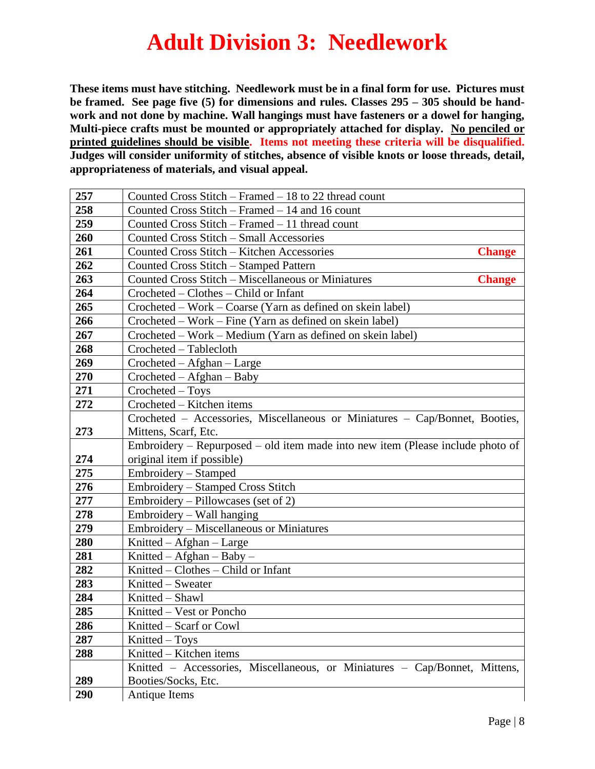# Adult Division 3: Needlework

**These items must have stitching. Needlework must be in a final form for use. Pictures must be framed. See page five (5) for dimensions and rules. Classes 295 – 305 should be hand-work and not done by machine. Wall hangings must have fasteners or a dowel for hanging, Multi-piece crafts must be mounted or appropriately attached for display. No penciled or printed guidelines should be visible. Items not meeting these criteria will be disqualified. Judges will consider uniformity of stitches, absence of visible knots or loose threads, detail, appropriateness of materials, and visual appeal.**

| | |
|---|---|
| **257** | Counted Cross Stitch – Framed – 18 to 22 thread count |
| **258** | Counted Cross Stitch – Framed – 14 and 16 count |
| **259** | Counted Cross Stitch – Framed – 11 thread count |
| **260** | Counted Cross Stitch – Small Accessories |
| **261** | Counted Cross Stitch – Kitchen Accessories **Change** |
| **262** | Counted Cross Stitch – Stamped Pattern |
| **263** | Counted Cross Stitch – Miscellaneous or Miniatures **Change** |
| **264** | Crocheted – Clothes – Child or Infant |
| **265** | Crocheted – Work – Coarse (Yarn as defined on skein label) |
| **266** | Crocheted – Work – Fine (Yarn as defined on skein label) |
| **267** | Crocheted – Work – Medium (Yarn as defined on skein label) |
| **268** | Crocheted – Tablecloth |
| **269** | Crocheted – Afghan – Large |
| **270** | Crocheted – Afghan – Baby |
| **271** | Crocheted – Toys |
| **272** | Crocheted – Kitchen items |
| **273** | Crocheted – Accessories, Miscellaneous or Miniatures – Cap/Bonnet, Booties, Mittens, Scarf, Etc. |
| **274** | Embroidery – Repurposed – old item made into new item (Please include photo of original item if possible) |
| **275** | Embroidery – Stamped |
| **276** | Embroidery – Stamped Cross Stitch |
| **277** | Embroidery – Pillowcases (set of 2) |
| **278** | Embroidery – Wall hanging |
| **279** | Embroidery – Miscellaneous or Miniatures |
| **280** | Knitted – Afghan – Large |
| **281** | Knitted – Afghan – Baby – |
| **282** | Knitted – Clothes – Child or Infant |
| **283** | Knitted – Sweater |
| **284** | Knitted – Shawl |
| **285** | Knitted – Vest or Poncho |
| **286** | Knitted – Scarf or Cowl |
| **287** | Knitted – Toys |
| **288** | Knitted – Kitchen items |
| **289** | Knitted – Accessories, Miscellaneous, or Miniatures – Cap/Bonnet, Mittens, Booties/Socks, Etc. |
| **290** | Antique Items |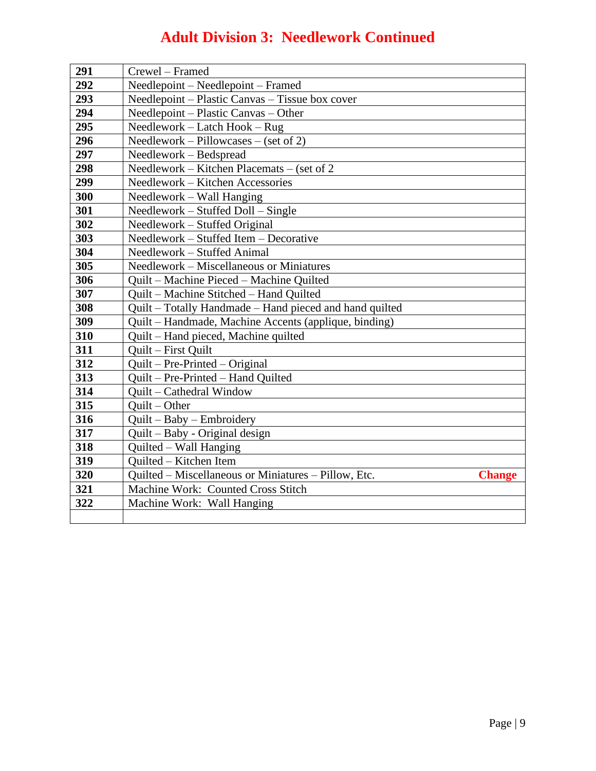# Adult Division 3: Needlework Continued

| | |
|---|---|
| **291** | Crewel – Framed |
| **292** | Needlepoint – Needlepoint – Framed |
| **293** | Needlepoint – Plastic Canvas – Tissue box cover |
| **294** | Needlepoint – Plastic Canvas – Other |
| **295** | Needlework – Latch Hook – Rug |
| **296** | Needlework – Pillowcases – (set of 2) |
| **297** | Needlework – Bedspread |
| **298** | Needlework – Kitchen Placemats – (set of 2 |
| **299** | Needlework – Kitchen Accessories |
| **300** | Needlework – Wall Hanging |
| **301** | Needlework – Stuffed Doll – Single |
| **302** | Needlework – Stuffed Original |
| **303** | Needlework – Stuffed Item – Decorative |
| **304** | Needlework – Stuffed Animal |
| **305** | Needlework – Miscellaneous or Miniatures |
| **306** | Quilt – Machine Pieced – Machine Quilted |
| **307** | Quilt – Machine Stitched – Hand Quilted |
| **308** | Quilt – Totally Handmade – Hand pieced and hand quilted |
| **309** | Quilt – Handmade, Machine Accents (applique, binding) |
| **310** | Quilt – Hand pieced, Machine quilted |
| **311** | Quilt – First Quilt |
| **312** | Quilt – Pre-Printed – Original |
| **313** | Quilt – Pre-Printed – Hand Quilted |
| **314** | Quilt – Cathedral Window |
| **315** | Quilt – Other |
| **316** | Quilt – Baby – Embroidery |
| **317** | Quilt – Baby - Original design |
| **318** | Quilted – Wall Hanging |
| **319** | Quilted – Kitchen Item |
| **320** | Quilted – Miscellaneous or Miniatures – Pillow, Etc. **Change** |
| **321** | Machine Work: Counted Cross Stitch |
| **322** | Machine Work: Wall Hanging |
| | |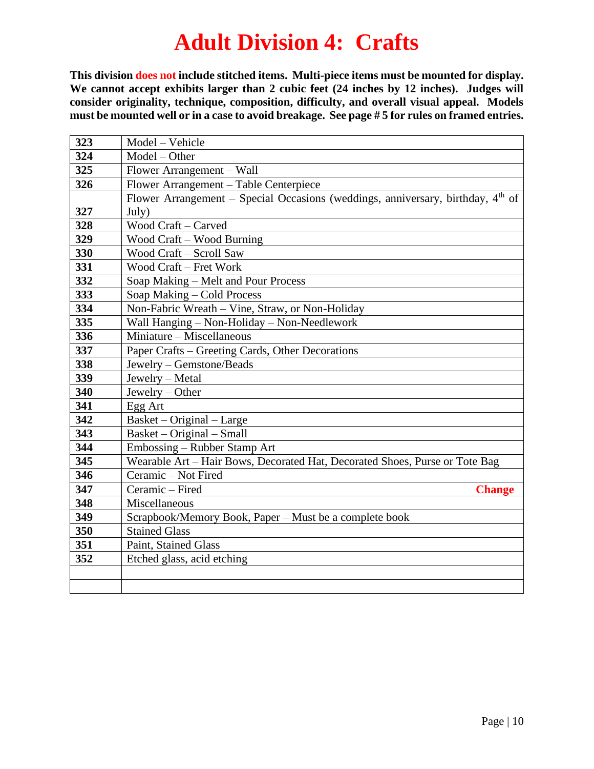# Adult Division 4: Crafts

**This division does not include stitched items. Multi-piece items must be mounted for display. We cannot accept exhibits larger than 2 cubic feet (24 inches by 12 inches). Judges will consider originality, technique, composition, difficulty, and overall visual appeal. Models must be mounted well or in a case to avoid breakage. See page # 5 for rules on framed entries.**

| | |
|---|---|
| **323** | Model – Vehicle |
| **324** | Model – Other |
| **325** | Flower Arrangement – Wall |
| **326** | Flower Arrangement – Table Centerpiece |
| **327** | Flower Arrangement – Special Occasions (weddings, anniversary, birthday, 4th of July) |
| **328** | Wood Craft – Carved |
| **329** | Wood Craft – Wood Burning |
| **330** | Wood Craft – Scroll Saw |
| **331** | Wood Craft – Fret Work |
| **332** | Soap Making – Melt and Pour Process |
| **333** | Soap Making – Cold Process |
| **334** | Non-Fabric Wreath – Vine, Straw, or Non-Holiday |
| **335** | Wall Hanging – Non-Holiday – Non-Needlework |
| **336** | Miniature – Miscellaneous |
| **337** | Paper Crafts – Greeting Cards, Other Decorations |
| **338** | Jewelry – Gemstone/Beads |
| **339** | Jewelry – Metal |
| **340** | Jewelry – Other |
| **341** | Egg Art |
| **342** | Basket – Original – Large |
| **343** | Basket – Original – Small |
| **344** | Embossing – Rubber Stamp Art |
| **345** | Wearable Art – Hair Bows, Decorated Hat, Decorated Shoes, Purse or Tote Bag |
| **346** | Ceramic – Not Fired |
| **347** | Ceramic – Fired **Change** |
| **348** | Miscellaneous |
| **349** | Scrapbook/Memory Book, Paper – Must be a complete book |
| **350** | Stained Glass |
| **351** | Paint, Stained Glass |
| **352** | Etched glass, acid etching |
| | |
| | |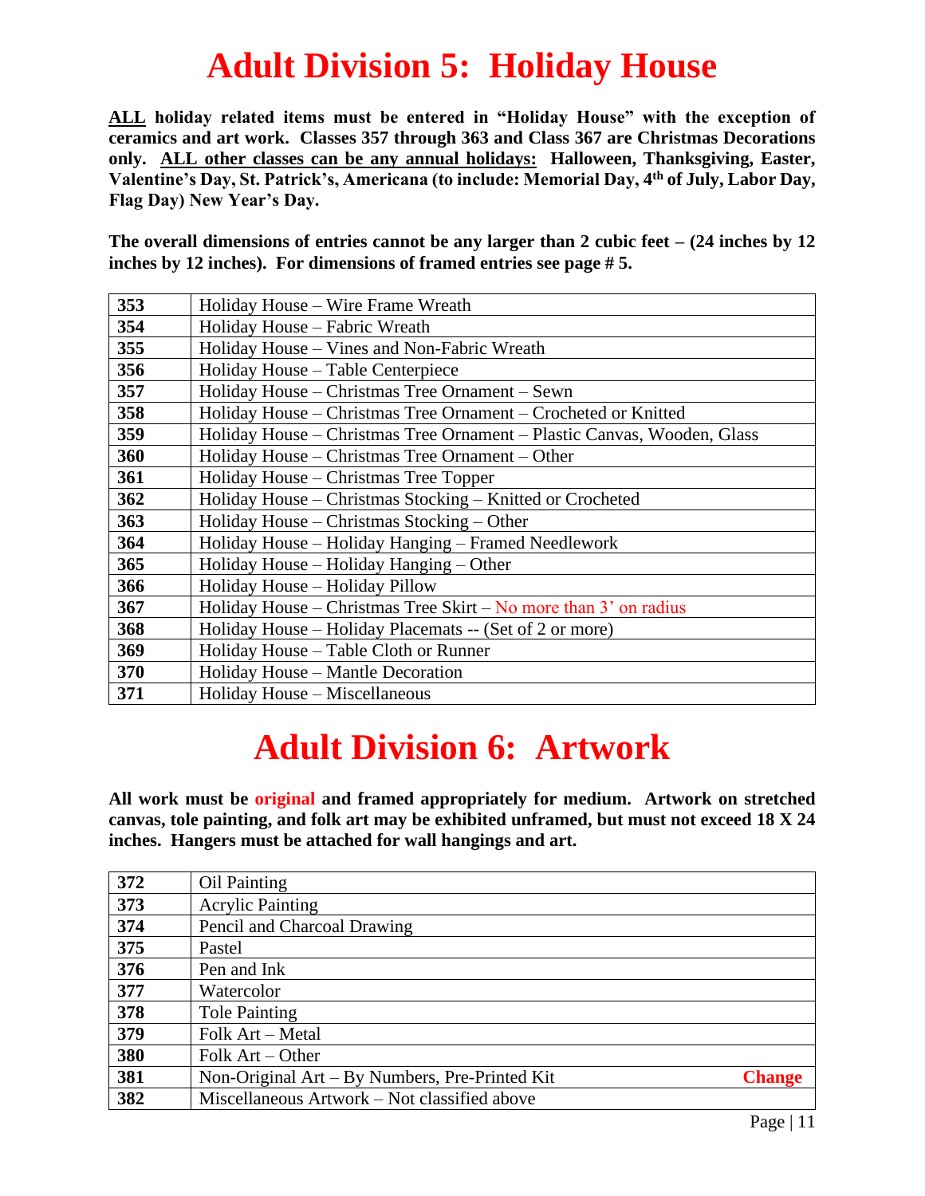# Adult Division 5: Holiday House

**<u>ALL</u> holiday related items must be entered in "Holiday House" with the exception of ceramics and art work. Classes 357 through 363 and Class 367 are Christmas Decorations only. <u>ALL other classes can be any annual holidays:</u> Halloween, Thanksgiving, Easter, Valentine's Day, St. Patrick's, Americana (to include: Memorial Day, 4th of July, Labor Day, Flag Day) New Year's Day.**

**The overall dimensions of entries cannot be any larger than 2 cubic feet – (24 inches by 12 inches by 12 inches). For dimensions of framed entries see page # 5.**

| | |
|---|---|
| **353** | Holiday House – Wire Frame Wreath |
| **354** | Holiday House – Fabric Wreath |
| **355** | Holiday House – Vines and Non-Fabric Wreath |
| **356** | Holiday House – Table Centerpiece |
| **357** | Holiday House – Christmas Tree Ornament – Sewn |
| **358** | Holiday House – Christmas Tree Ornament – Crocheted or Knitted |
| **359** | Holiday House – Christmas Tree Ornament – Plastic Canvas, Wooden, Glass |
| **360** | Holiday House – Christmas Tree Ornament – Other |
| **361** | Holiday House – Christmas Tree Topper |
| **362** | Holiday House – Christmas Stocking – Knitted or Crocheted |
| **363** | Holiday House – Christmas Stocking – Other |
| **364** | Holiday House – Holiday Hanging – Framed Needlework |
| **365** | Holiday House – Holiday Hanging – Other |
| **366** | Holiday House – Holiday Pillow |
| **367** | Holiday House – Christmas Tree Skirt – No more than 3' on radius |
| **368** | Holiday House – Holiday Placemats -- (Set of 2 or more) |
| **369** | Holiday House – Table Cloth or Runner |
| **370** | Holiday House – Mantle Decoration |
| **371** | Holiday House – Miscellaneous |

# Adult Division 6: Artwork

**All work must be original and framed appropriately for medium. Artwork on stretched canvas, tole painting, and folk art may be exhibited unframed, but must not exceed 18 X 24 inches. Hangers must be attached for wall hangings and art.**

| | |
|---|---|
| **372** | Oil Painting |
| **373** | Acrylic Painting |
| **374** | Pencil and Charcoal Drawing |
| **375** | Pastel |
| **376** | Pen and Ink |
| **377** | Watercolor |
| **378** | Tole Painting |
| **379** | Folk Art – Metal |
| **380** | Folk Art – Other |
| **381** | Non-Original Art – By Numbers, Pre-Printed Kit **Change** |
| **382** | Miscellaneous Artwork – Not classified above |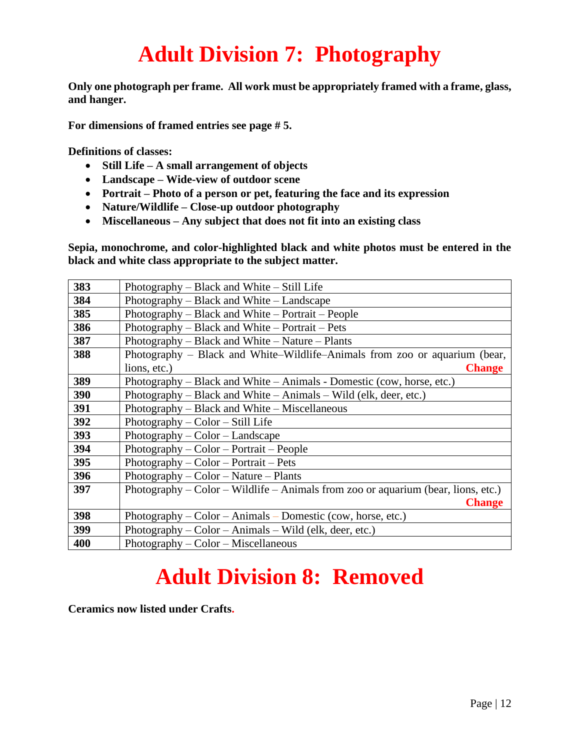# Adult Division 7: Photography

**Only one photograph per frame. All work must be appropriately framed with a frame, glass, and hanger.**

**For dimensions of framed entries see page # 5.**

**Definitions of classes:**

- **Still Life – A small arrangement of objects**
- **Landscape – Wide-view of outdoor scene**
- **Portrait – Photo of a person or pet, featuring the face and its expression**
- **Nature/Wildlife – Close-up outdoor photography**
- **Miscellaneous – Any subject that does not fit into an existing class**

**Sepia, monochrome, and color-highlighted black and white photos must be entered in the black and white class appropriate to the subject matter.**

| | |
|---|---|
| **383** | Photography – Black and White – Still Life |
| **384** | Photography – Black and White – Landscape |
| **385** | Photography – Black and White – Portrait – People |
| **386** | Photography – Black and White – Portrait – Pets |
| **387** | Photography – Black and White – Nature – Plants |
| **388** | Photography – Black and White–Wildlife–Animals from zoo or aquarium (bear, lions, etc.) **Change** |
| **389** | Photography – Black and White – Animals - Domestic (cow, horse, etc.) |
| **390** | Photography – Black and White – Animals – Wild (elk, deer, etc.) |
| **391** | Photography – Black and White – Miscellaneous |
| **392** | Photography – Color – Still Life |
| **393** | Photography – Color – Landscape |
| **394** | Photography – Color – Portrait – People |
| **395** | Photography – Color – Portrait – Pets |
| **396** | Photography – Color – Nature – Plants |
| **397** | Photography – Color – Wildlife – Animals from zoo or aquarium (bear, lions, etc.) **Change** |
| **398** | Photography – Color – Animals – Domestic (cow, horse, etc.) |
| **399** | Photography – Color – Animals – Wild (elk, deer, etc.) |
| **400** | Photography – Color – Miscellaneous |

# Adult Division 8: Removed

**Ceramics now listed under Crafts.**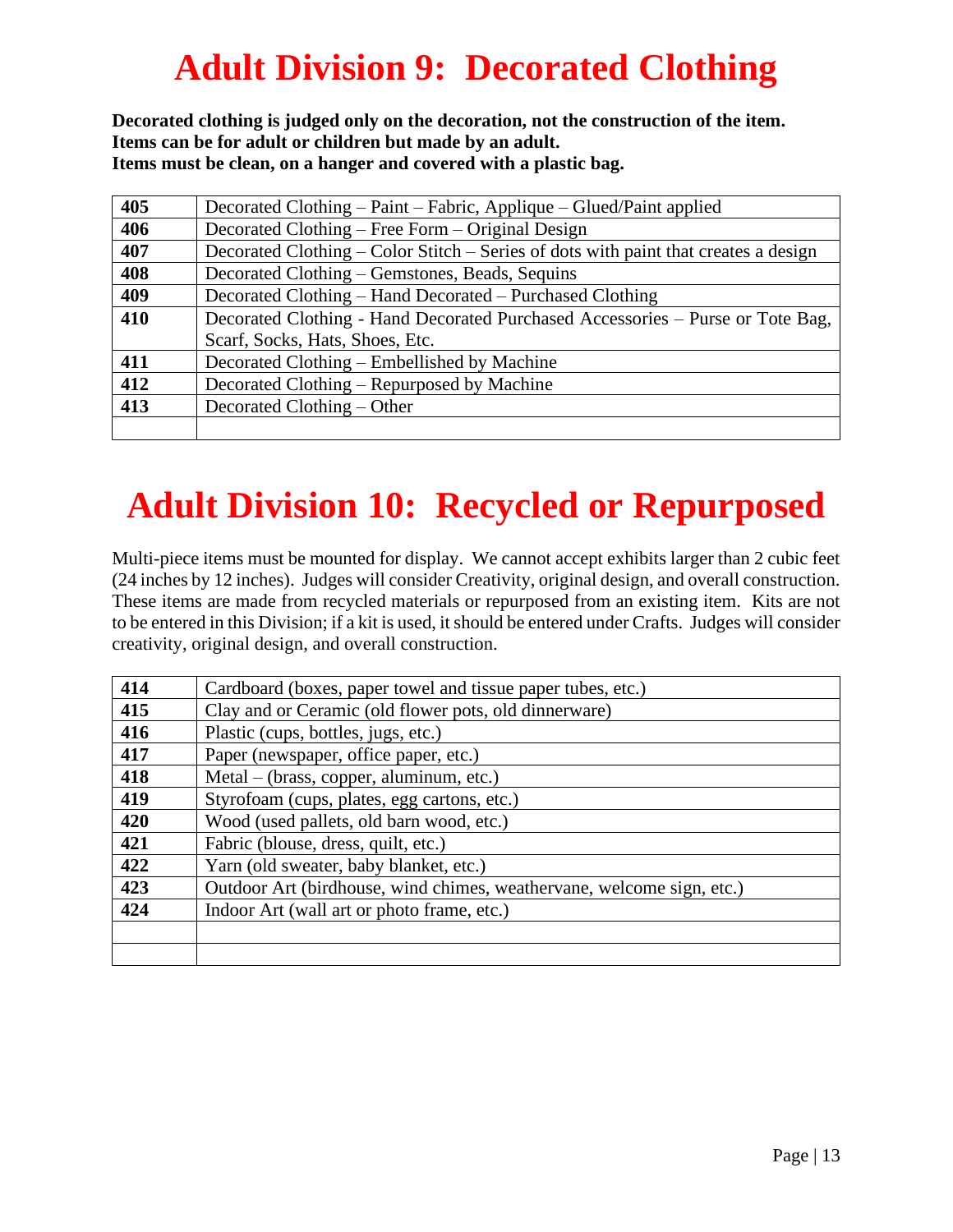# Adult Division 9: Decorated Clothing

**Decorated clothing is judged only on the decoration, not the construction of the item.**
**Items can be for adult or children but made by an adult.**
**Items must be clean, on a hanger and covered with a plastic bag.**

| | |
|---|---|
| **405** | Decorated Clothing – Paint – Fabric, Applique – Glued/Paint applied |
| **406** | Decorated Clothing – Free Form – Original Design |
| **407** | Decorated Clothing – Color Stitch – Series of dots with paint that creates a design |
| **408** | Decorated Clothing – Gemstones, Beads, Sequins |
| **409** | Decorated Clothing – Hand Decorated – Purchased Clothing |
| **410** | Decorated Clothing - Hand Decorated Purchased Accessories – Purse or Tote Bag, Scarf, Socks, Hats, Shoes, Etc. |
| **411** | Decorated Clothing – Embellished by Machine |
| **412** | Decorated Clothing – Repurposed by Machine |
| **413** | Decorated Clothing – Other |
| | |

# Adult Division 10: Recycled or Repurposed

Multi-piece items must be mounted for display. We cannot accept exhibits larger than 2 cubic feet (24 inches by 12 inches). Judges will consider Creativity, original design, and overall construction. These items are made from recycled materials or repurposed from an existing item. Kits are not to be entered in this Division; if a kit is used, it should be entered under Crafts. Judges will consider creativity, original design, and overall construction.

| | |
|---|---|
| **414** | Cardboard (boxes, paper towel and tissue paper tubes, etc.) |
| **415** | Clay and or Ceramic (old flower pots, old dinnerware) |
| **416** | Plastic (cups, bottles, jugs, etc.) |
| **417** | Paper (newspaper, office paper, etc.) |
| **418** | Metal – (brass, copper, aluminum, etc.) |
| **419** | Styrofoam (cups, plates, egg cartons, etc.) |
| **420** | Wood (used pallets, old barn wood, etc.) |
| **421** | Fabric (blouse, dress, quilt, etc.) |
| **422** | Yarn (old sweater, baby blanket, etc.) |
| **423** | Outdoor Art (birdhouse, wind chimes, weathervane, welcome sign, etc.) |
| **424** | Indoor Art (wall art or photo frame, etc.) |
| | |
| | |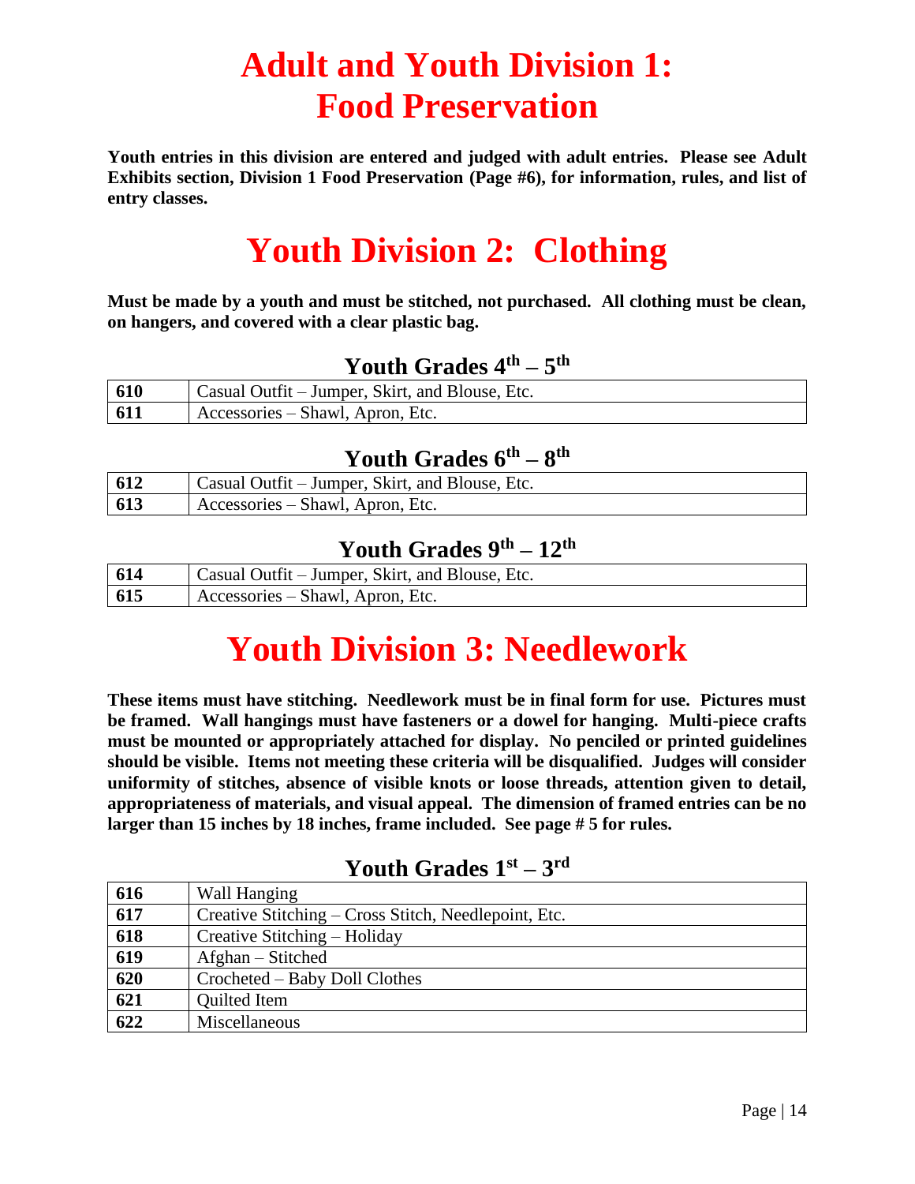# Adult and Youth Division 1: Food Preservation

**Youth entries in this division are entered and judged with adult entries. Please see Adult Exhibits section, Division 1 Food Preservation (Page #6), for information, rules, and list of entry classes.**

# Youth Division 2: Clothing

**Must be made by a youth and must be stitched, not purchased. All clothing must be clean, on hangers, and covered with a clear plastic bag.**

### Youth Grades 4th – 5th

| | |
|---|---|
| **610** | Casual Outfit – Jumper, Skirt, and Blouse, Etc. |
| **611** | Accessories – Shawl, Apron, Etc. |

### Youth Grades 6th – 8th

| | |
|---|---|
| **612** | Casual Outfit – Jumper, Skirt, and Blouse, Etc. |
| **613** | Accessories – Shawl, Apron, Etc. |

### Youth Grades 9th – 12th

| | |
|---|---|
| **614** | Casual Outfit – Jumper, Skirt, and Blouse, Etc. |
| **615** | Accessories – Shawl, Apron, Etc. |

# Youth Division 3: Needlework

**These items must have stitching. Needlework must be in final form for use. Pictures must be framed. Wall hangings must have fasteners or a dowel for hanging. Multi-piece crafts must be mounted or appropriately attached for display. No penciled or printed guidelines should be visible. Items not meeting these criteria will be disqualified. Judges will consider uniformity of stitches, absence of visible knots or loose threads, attention given to detail, appropriateness of materials, and visual appeal. The dimension of framed entries can be no larger than 15 inches by 18 inches, frame included. See page # 5 for rules.**

### Youth Grades 1st – 3rd

| | |
|---|---|
| **616** | Wall Hanging |
| **617** | Creative Stitching – Cross Stitch, Needlepoint, Etc. |
| **618** | Creative Stitching – Holiday |
| **619** | Afghan – Stitched |
| **620** | Crocheted – Baby Doll Clothes |
| **621** | Quilted Item |
| **622** | Miscellaneous |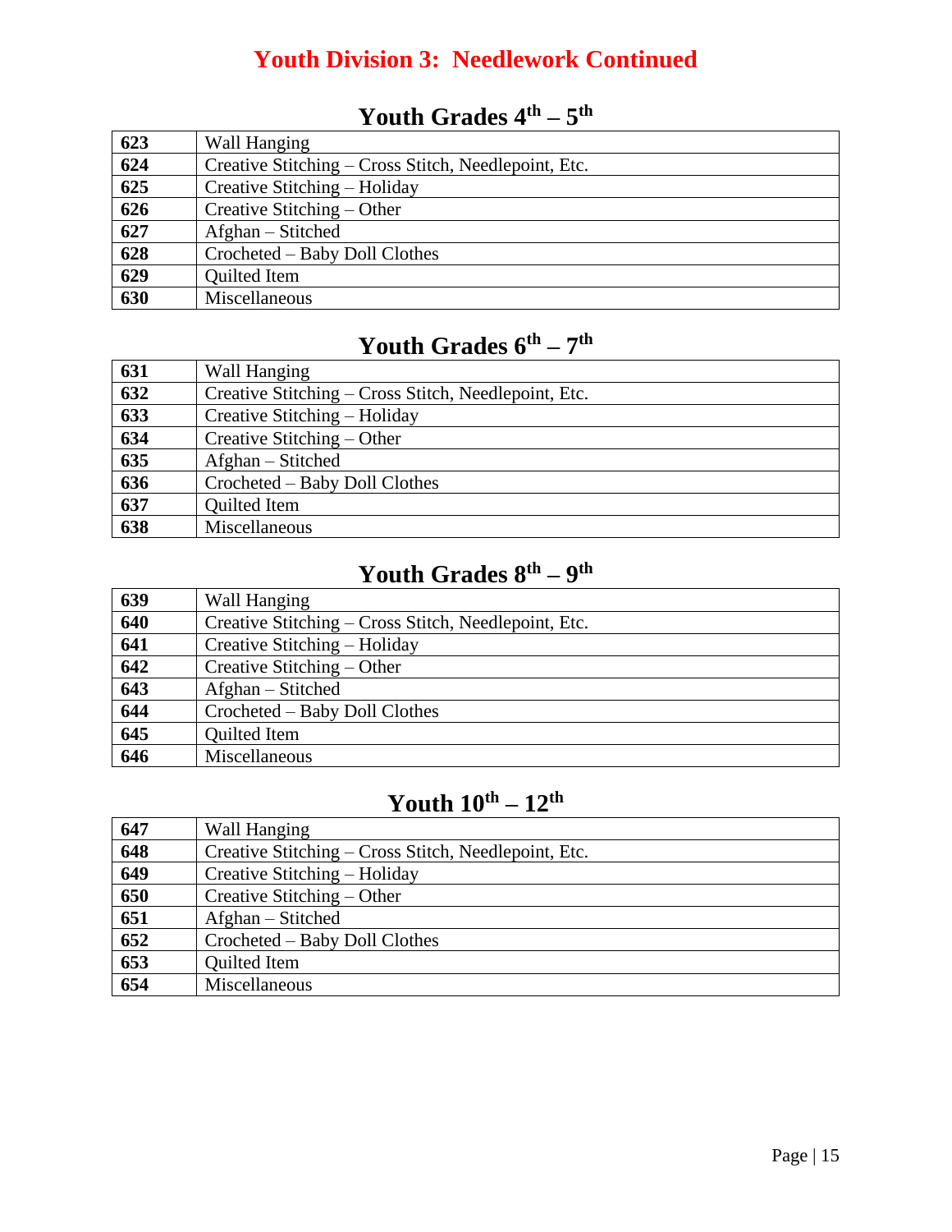# Youth Division 3: Needlework Continued

## Youth Grades 4th – 5th

| | |
|---|---|
| **623** | Wall Hanging |
| **624** | Creative Stitching – Cross Stitch, Needlepoint, Etc. |
| **625** | Creative Stitching – Holiday |
| **626** | Creative Stitching – Other |
| **627** | Afghan – Stitched |
| **628** | Crocheted – Baby Doll Clothes |
| **629** | Quilted Item |
| **630** | Miscellaneous |

## Youth Grades 6th – 7th

| | |
|---|---|
| **631** | Wall Hanging |
| **632** | Creative Stitching – Cross Stitch, Needlepoint, Etc. |
| **633** | Creative Stitching – Holiday |
| **634** | Creative Stitching – Other |
| **635** | Afghan – Stitched |
| **636** | Crocheted – Baby Doll Clothes |
| **637** | Quilted Item |
| **638** | Miscellaneous |

## Youth Grades 8th – 9th

| | |
|---|---|
| **639** | Wall Hanging |
| **640** | Creative Stitching – Cross Stitch, Needlepoint, Etc. |
| **641** | Creative Stitching – Holiday |
| **642** | Creative Stitching – Other |
| **643** | Afghan – Stitched |
| **644** | Crocheted – Baby Doll Clothes |
| **645** | Quilted Item |
| **646** | Miscellaneous |

## Youth 10th – 12th

| | |
|---|---|
| **647** | Wall Hanging |
| **648** | Creative Stitching – Cross Stitch, Needlepoint, Etc. |
| **649** | Creative Stitching – Holiday |
| **650** | Creative Stitching – Other |
| **651** | Afghan – Stitched |
| **652** | Crocheted – Baby Doll Clothes |
| **653** | Quilted Item |
| **654** | Miscellaneous |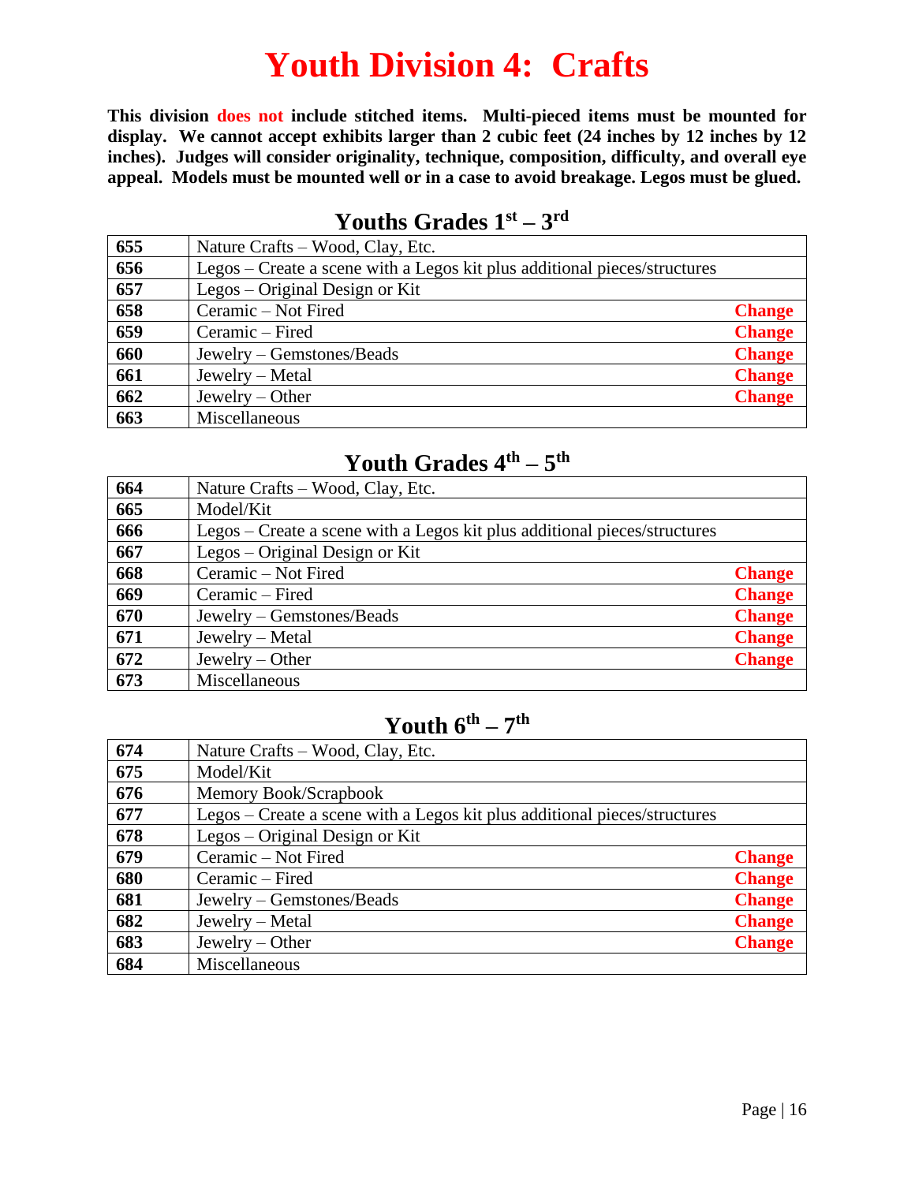# Youth Division 4: Crafts

**This division does not include stitched items. Multi-pieced items must be mounted for display. We cannot accept exhibits larger than 2 cubic feet (24 inches by 12 inches by 12 inches). Judges will consider originality, technique, composition, difficulty, and overall eye appeal. Models must be mounted well or in a case to avoid breakage. Legos must be glued.**

## Youths Grades 1st – 3rd

| | | |
|---|---|---|
| **655** | Nature Crafts – Wood, Clay, Etc. | |
| **656** | Legos – Create a scene with a Legos kit plus additional pieces/structures | |
| **657** | Legos – Original Design or Kit | |
| **658** | Ceramic – Not Fired | **Change** |
| **659** | Ceramic – Fired | **Change** |
| **660** | Jewelry – Gemstones/Beads | **Change** |
| **661** | Jewelry – Metal | **Change** |
| **662** | Jewelry – Other | **Change** |
| **663** | Miscellaneous | |

## Youth Grades 4th – 5th

| | | |
|---|---|---|
| **664** | Nature Crafts – Wood, Clay, Etc. | |
| **665** | Model/Kit | |
| **666** | Legos – Create a scene with a Legos kit plus additional pieces/structures | |
| **667** | Legos – Original Design or Kit | |
| **668** | Ceramic – Not Fired | **Change** |
| **669** | Ceramic – Fired | **Change** |
| **670** | Jewelry – Gemstones/Beads | **Change** |
| **671** | Jewelry – Metal | **Change** |
| **672** | Jewelry – Other | **Change** |
| **673** | Miscellaneous | |

## Youth 6th – 7th

| | | |
|---|---|---|
| **674** | Nature Crafts – Wood, Clay, Etc. | |
| **675** | Model/Kit | |
| **676** | Memory Book/Scrapbook | |
| **677** | Legos – Create a scene with a Legos kit plus additional pieces/structures | |
| **678** | Legos – Original Design or Kit | |
| **679** | Ceramic – Not Fired | **Change** |
| **680** | Ceramic – Fired | **Change** |
| **681** | Jewelry – Gemstones/Beads | **Change** |
| **682** | Jewelry – Metal | **Change** |
| **683** | Jewelry – Other | **Change** |
| **684** | Miscellaneous | |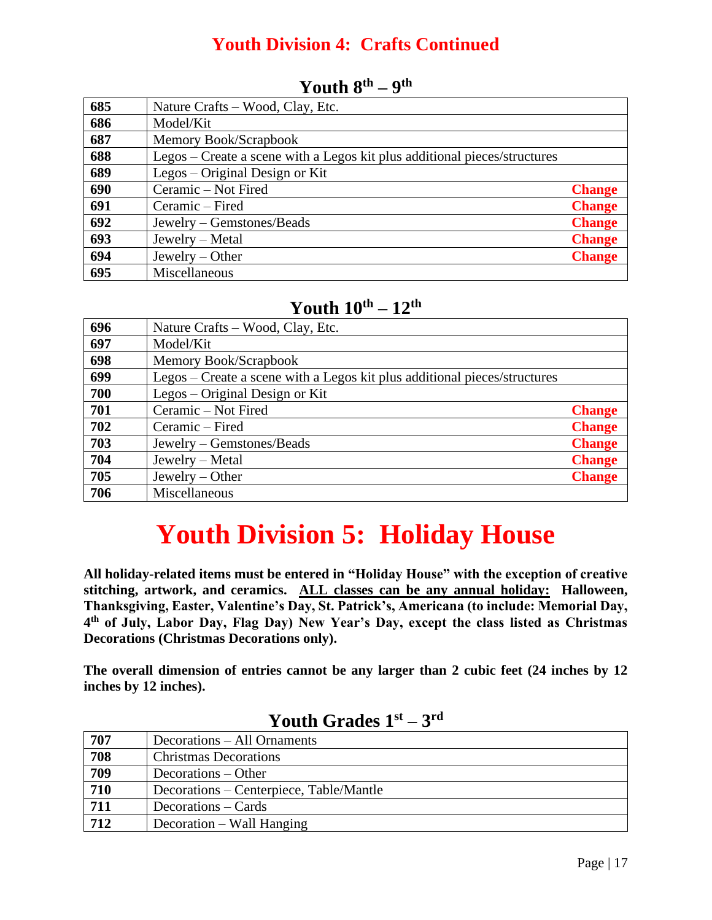## Youth Division 4: Crafts Continued

### Youth 8th – 9th

| | | |
|---|---|---|
| 685 | Nature Crafts – Wood, Clay, Etc. | |
| 686 | Model/Kit | |
| 687 | Memory Book/Scrapbook | |
| 688 | Legos – Create a scene with a Legos kit plus additional pieces/structures | |
| 689 | Legos – Original Design or Kit | |
| 690 | Ceramic – Not Fired | Change |
| 691 | Ceramic – Fired | Change |
| 692 | Jewelry – Gemstones/Beads | Change |
| 693 | Jewelry – Metal | Change |
| 694 | Jewelry – Other | Change |
| 695 | Miscellaneous | |

### Youth 10th – 12th

| | | |
|---|---|---|
| 696 | Nature Crafts – Wood, Clay, Etc. | |
| 697 | Model/Kit | |
| 698 | Memory Book/Scrapbook | |
| 699 | Legos – Create a scene with a Legos kit plus additional pieces/structures | |
| 700 | Legos – Original Design or Kit | |
| 701 | Ceramic – Not Fired | Change |
| 702 | Ceramic – Fired | Change |
| 703 | Jewelry – Gemstones/Beads | Change |
| 704 | Jewelry – Metal | Change |
| 705 | Jewelry – Other | Change |
| 706 | Miscellaneous | |

# Youth Division 5: Holiday House

**All holiday-related items must be entered in "Holiday House" with the exception of creative stitching, artwork, and ceramics. ALL classes can be any annual holiday: Halloween, Thanksgiving, Easter, Valentine's Day, St. Patrick's, Americana (to include: Memorial Day, 4th of July, Labor Day, Flag Day) New Year's Day, except the class listed as Christmas Decorations (Christmas Decorations only).**

**The overall dimension of entries cannot be any larger than 2 cubic feet (24 inches by 12 inches by 12 inches).**

### Youth Grades 1st – 3rd

| | |
|---|---|
| 707 | Decorations – All Ornaments |
| 708 | Christmas Decorations |
| 709 | Decorations – Other |
| 710 | Decorations – Centerpiece, Table/Mantle |
| 711 | Decorations – Cards |
| 712 | Decoration – Wall Hanging |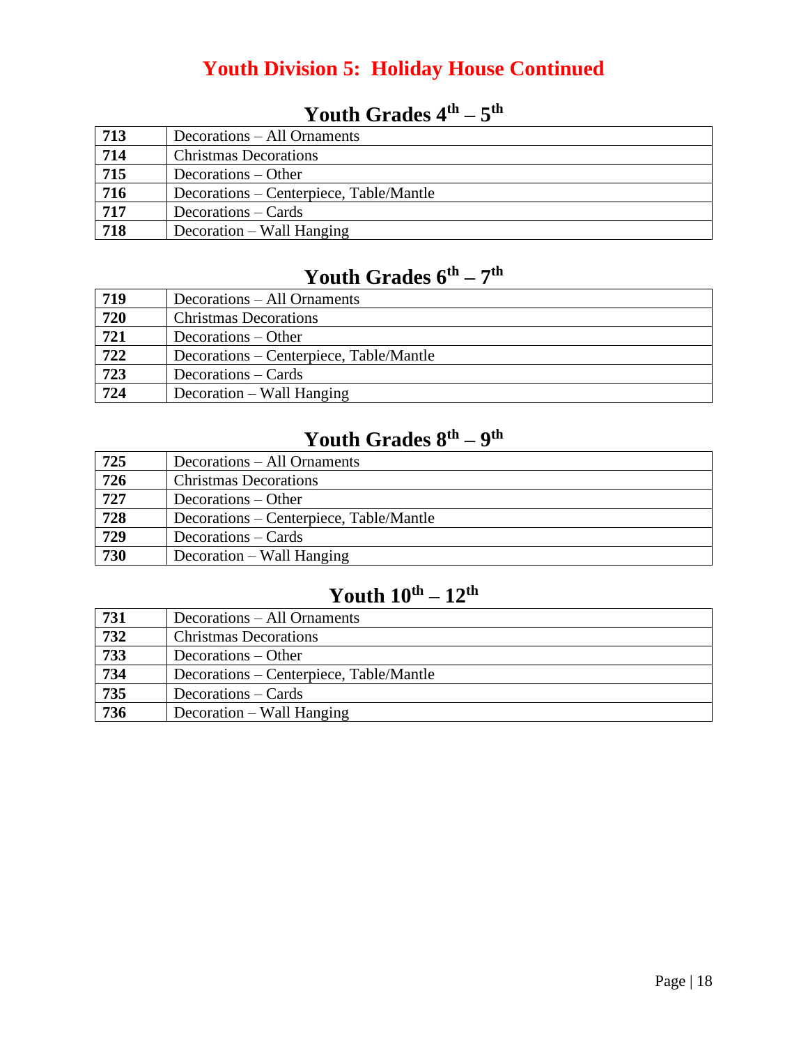# Youth Division 5: Holiday House Continued

## Youth Grades 4th – 5th

| | |
|---|---|
| **713** | Decorations – All Ornaments |
| **714** | Christmas Decorations |
| **715** | Decorations – Other |
| **716** | Decorations – Centerpiece, Table/Mantle |
| **717** | Decorations – Cards |
| **718** | Decoration – Wall Hanging |

## Youth Grades 6th – 7th

| | |
|---|---|
| **719** | Decorations – All Ornaments |
| **720** | Christmas Decorations |
| **721** | Decorations – Other |
| **722** | Decorations – Centerpiece, Table/Mantle |
| **723** | Decorations – Cards |
| **724** | Decoration – Wall Hanging |

## Youth Grades 8th – 9th

| | |
|---|---|
| **725** | Decorations – All Ornaments |
| **726** | Christmas Decorations |
| **727** | Decorations – Other |
| **728** | Decorations – Centerpiece, Table/Mantle |
| **729** | Decorations – Cards |
| **730** | Decoration – Wall Hanging |

## Youth 10th – 12th

| | |
|---|---|
| **731** | Decorations – All Ornaments |
| **732** | Christmas Decorations |
| **733** | Decorations – Other |
| **734** | Decorations – Centerpiece, Table/Mantle |
| **735** | Decorations – Cards |
| **736** | Decoration – Wall Hanging |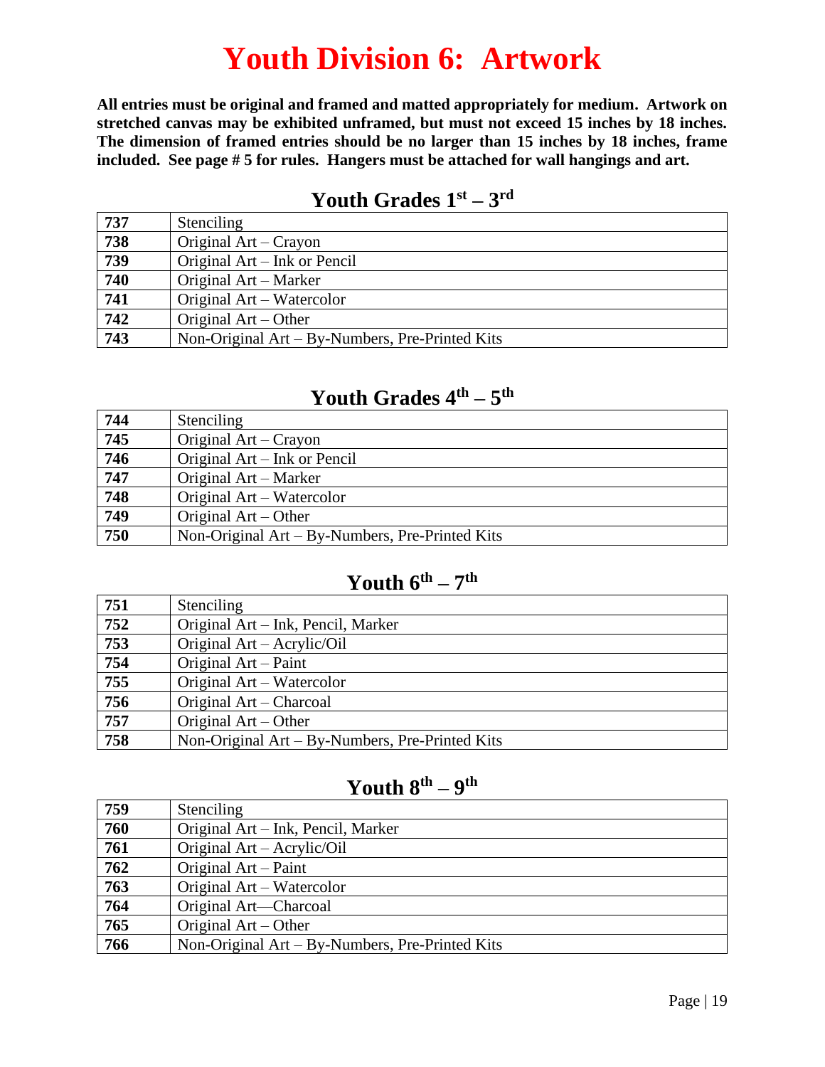# Youth Division 6: Artwork

**All entries must be original and framed and matted appropriately for medium. Artwork on stretched canvas may be exhibited unframed, but must not exceed 15 inches by 18 inches. The dimension of framed entries should be no larger than 15 inches by 18 inches, frame included. See page # 5 for rules. Hangers must be attached for wall hangings and art.**

## Youth Grades 1st – 3rd

| | |
|---|---|
| **737** | Stenciling |
| **738** | Original Art – Crayon |
| **739** | Original Art – Ink or Pencil |
| **740** | Original Art – Marker |
| **741** | Original Art – Watercolor |
| **742** | Original Art – Other |
| **743** | Non-Original Art – By-Numbers, Pre-Printed Kits |

## Youth Grades 4th – 5th

| | |
|---|---|
| **744** | Stenciling |
| **745** | Original Art – Crayon |
| **746** | Original Art – Ink or Pencil |
| **747** | Original Art – Marker |
| **748** | Original Art – Watercolor |
| **749** | Original Art – Other |
| **750** | Non-Original Art – By-Numbers, Pre-Printed Kits |

## Youth 6th – 7th

| | |
|---|---|
| **751** | Stenciling |
| **752** | Original Art – Ink, Pencil, Marker |
| **753** | Original Art – Acrylic/Oil |
| **754** | Original Art – Paint |
| **755** | Original Art – Watercolor |
| **756** | Original Art – Charcoal |
| **757** | Original Art – Other |
| **758** | Non-Original Art – By-Numbers, Pre-Printed Kits |

## Youth 8th – 9th

| | |
|---|---|
| **759** | Stenciling |
| **760** | Original Art – Ink, Pencil, Marker |
| **761** | Original Art – Acrylic/Oil |
| **762** | Original Art – Paint |
| **763** | Original Art – Watercolor |
| **764** | Original Art—Charcoal |
| **765** | Original Art – Other |
| **766** | Non-Original Art – By-Numbers, Pre-Printed Kits |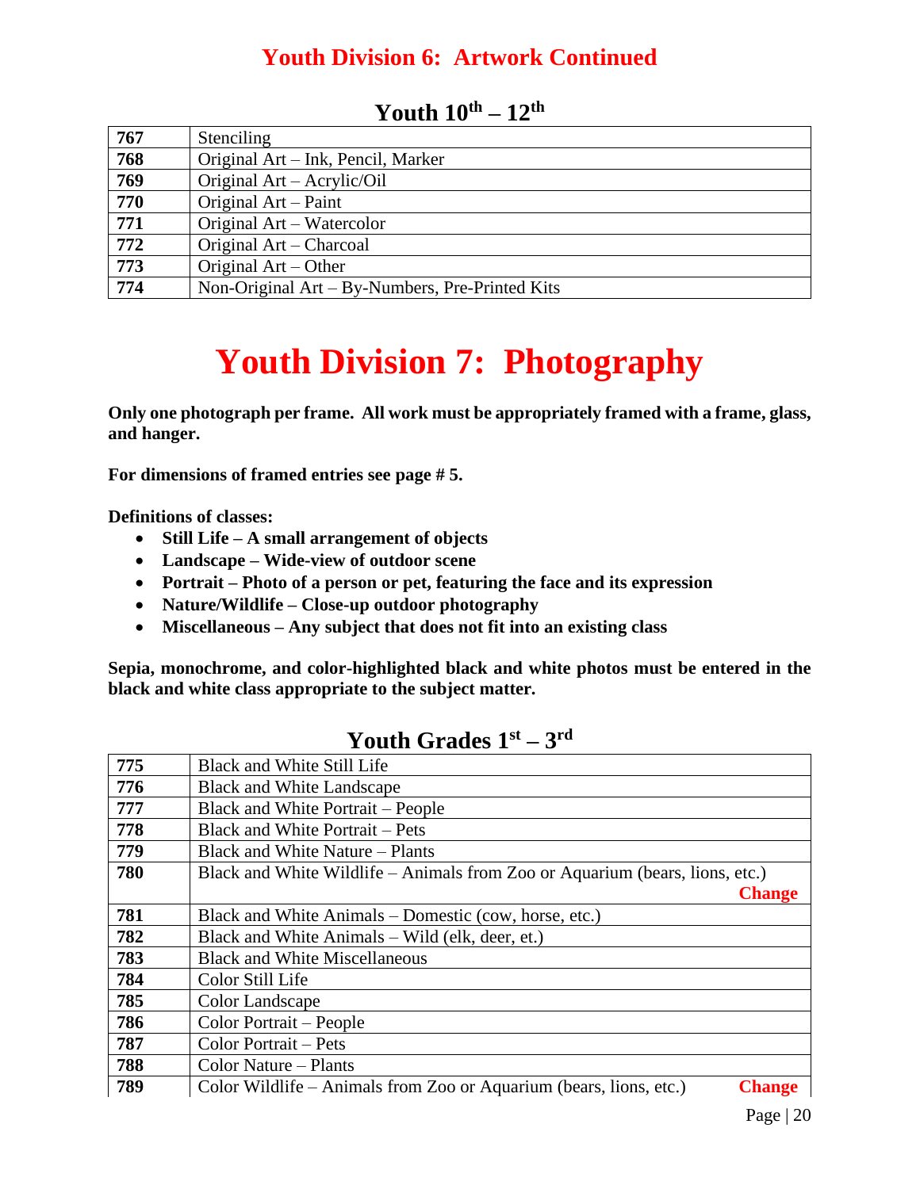## Youth Division 6: Artwork Continued

### Youth 10th – 12th

| | |
|---|---|
| **767** | Stenciling |
| **768** | Original Art – Ink, Pencil, Marker |
| **769** | Original Art – Acrylic/Oil |
| **770** | Original Art – Paint |
| **771** | Original Art – Watercolor |
| **772** | Original Art – Charcoal |
| **773** | Original Art – Other |
| **774** | Non-Original Art – By-Numbers, Pre-Printed Kits |

# Youth Division 7: Photography

**Only one photograph per frame. All work must be appropriately framed with a frame, glass, and hanger.**

**For dimensions of framed entries see page # 5.**

**Definitions of classes:**

- **Still Life – A small arrangement of objects**
- **Landscape – Wide-view of outdoor scene**
- **Portrait – Photo of a person or pet, featuring the face and its expression**
- **Nature/Wildlife – Close-up outdoor photography**
- **Miscellaneous – Any subject that does not fit into an existing class**

**Sepia, monochrome, and color-highlighted black and white photos must be entered in the black and white class appropriate to the subject matter.**

### Youth Grades 1st – 3rd

| | |
|---|---|
| **775** | Black and White Still Life |
| **776** | Black and White Landscape |
| **777** | Black and White Portrait – People |
| **778** | Black and White Portrait – Pets |
| **779** | Black and White Nature – Plants |
| **780** | Black and White Wildlife – Animals from Zoo or Aquarium (bears, lions, etc.) **Change** |
| **781** | Black and White Animals – Domestic (cow, horse, etc.) |
| **782** | Black and White Animals – Wild (elk, deer, et.) |
| **783** | Black and White Miscellaneous |
| **784** | Color Still Life |
| **785** | Color Landscape |
| **786** | Color Portrait – People |
| **787** | Color Portrait – Pets |
| **788** | Color Nature – Plants |
| **789** | Color Wildlife – Animals from Zoo or Aquarium (bears, lions, etc.) **Change** |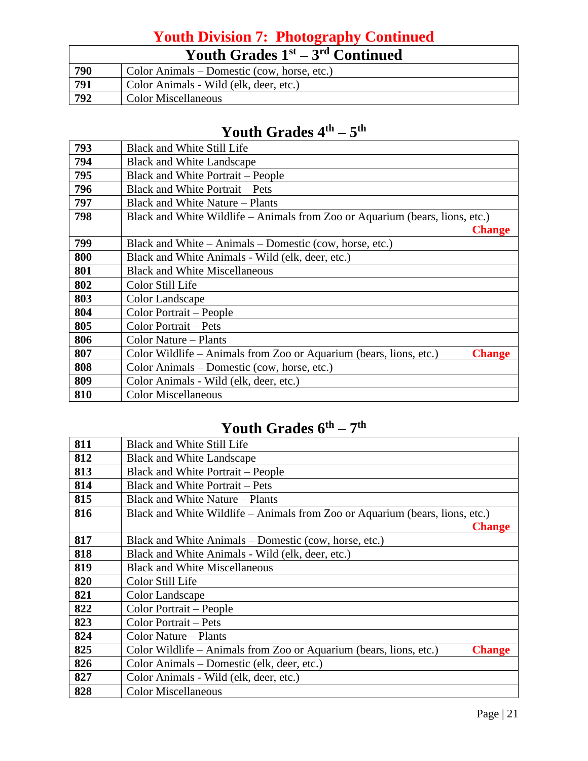# Youth Division 7: Photography Continued

| Youth Grades 1st – 3rd Continued | |
|---|---|
| **790** | Color Animals – Domestic (cow, horse, etc.) |
| **791** | Color Animals - Wild (elk, deer, etc.) |
| **792** | Color Miscellaneous |

## Youth Grades 4th – 5th

| | |
|---|---|
| **793** | Black and White Still Life |
| **794** | Black and White Landscape |
| **795** | Black and White Portrait – People |
| **796** | Black and White Portrait – Pets |
| **797** | Black and White Nature – Plants |
| **798** | Black and White Wildlife – Animals from Zoo or Aquarium (bears, lions, etc.) **Change** |
| **799** | Black and White – Animals – Domestic (cow, horse, etc.) |
| **800** | Black and White Animals - Wild (elk, deer, etc.) |
| **801** | Black and White Miscellaneous |
| **802** | Color Still Life |
| **803** | Color Landscape |
| **804** | Color Portrait – People |
| **805** | Color Portrait – Pets |
| **806** | Color Nature – Plants |
| **807** | Color Wildlife – Animals from Zoo or Aquarium (bears, lions, etc.) **Change** |
| **808** | Color Animals – Domestic (cow, horse, etc.) |
| **809** | Color Animals - Wild (elk, deer, etc.) |
| **810** | Color Miscellaneous |

## Youth Grades 6th – 7th

| | |
|---|---|
| **811** | Black and White Still Life |
| **812** | Black and White Landscape |
| **813** | Black and White Portrait – People |
| **814** | Black and White Portrait – Pets |
| **815** | Black and White Nature – Plants |
| **816** | Black and White Wildlife – Animals from Zoo or Aquarium (bears, lions, etc.) **Change** |
| **817** | Black and White Animals – Domestic (cow, horse, etc.) |
| **818** | Black and White Animals - Wild (elk, deer, etc.) |
| **819** | Black and White Miscellaneous |
| **820** | Color Still Life |
| **821** | Color Landscape |
| **822** | Color Portrait – People |
| **823** | Color Portrait – Pets |
| **824** | Color Nature – Plants |
| **825** | Color Wildlife – Animals from Zoo or Aquarium (bears, lions, etc.) **Change** |
| **826** | Color Animals – Domestic (elk, deer, etc.) |
| **827** | Color Animals - Wild (elk, deer, etc.) |
| **828** | Color Miscellaneous |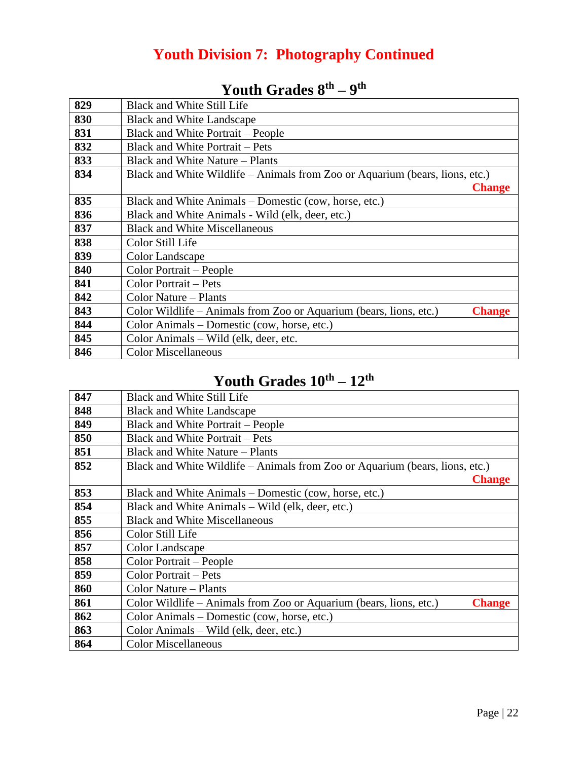# Youth Division 7: Photography Continued

## Youth Grades 8$^{th}$ – 9$^{th}$

| | |
|---|---|
| **829** | Black and White Still Life |
| **830** | Black and White Landscape |
| **831** | Black and White Portrait – People |
| **832** | Black and White Portrait – Pets |
| **833** | Black and White Nature – Plants |
| **834** | Black and White Wildlife – Animals from Zoo or Aquarium (bears, lions, etc.) **Change** |
| **835** | Black and White Animals – Domestic (cow, horse, etc.) |
| **836** | Black and White Animals - Wild (elk, deer, etc.) |
| **837** | Black and White Miscellaneous |
| **838** | Color Still Life |
| **839** | Color Landscape |
| **840** | Color Portrait – People |
| **841** | Color Portrait – Pets |
| **842** | Color Nature – Plants |
| **843** | Color Wildlife – Animals from Zoo or Aquarium (bears, lions, etc.) **Change** |
| **844** | Color Animals – Domestic (cow, horse, etc.) |
| **845** | Color Animals – Wild (elk, deer, etc. |
| **846** | Color Miscellaneous |

## Youth Grades 10$^{th}$ – 12$^{th}$

| | |
|---|---|
| **847** | Black and White Still Life |
| **848** | Black and White Landscape |
| **849** | Black and White Portrait – People |
| **850** | Black and White Portrait – Pets |
| **851** | Black and White Nature – Plants |
| **852** | Black and White Wildlife – Animals from Zoo or Aquarium (bears, lions, etc.) **Change** |
| **853** | Black and White Animals – Domestic (cow, horse, etc.) |
| **854** | Black and White Animals – Wild (elk, deer, etc.) |
| **855** | Black and White Miscellaneous |
| **856** | Color Still Life |
| **857** | Color Landscape |
| **858** | Color Portrait – People |
| **859** | Color Portrait – Pets |
| **860** | Color Nature – Plants |
| **861** | Color Wildlife – Animals from Zoo or Aquarium (bears, lions, etc.) **Change** |
| **862** | Color Animals – Domestic (cow, horse, etc.) |
| **863** | Color Animals – Wild (elk, deer, etc.) |
| **864** | Color Miscellaneous |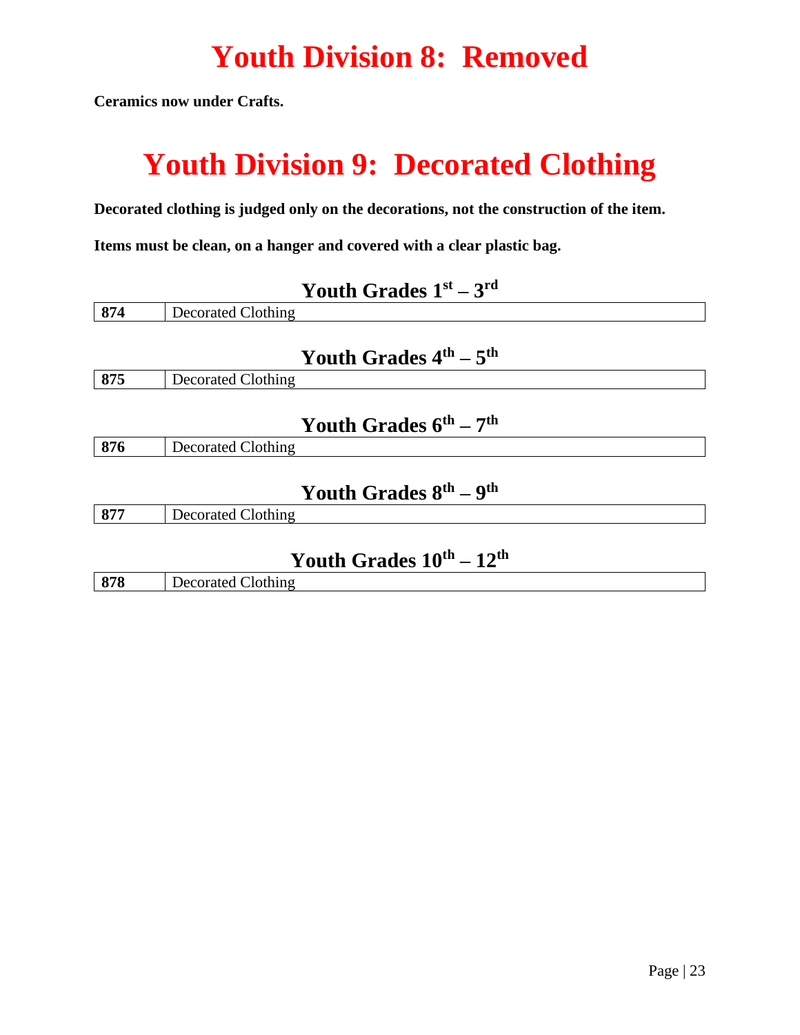# Youth Division 8: Removed

**Ceramics now under Crafts.**

# Youth Division 9: Decorated Clothing

**Decorated clothing is judged only on the decorations, not the construction of the item.**

**Items must be clean, on a hanger and covered with a clear plastic bag.**

### Youth Grades 1st – 3rd

| | |
|---|---|
| **874** | Decorated Clothing |

### Youth Grades 4th – 5th

| | |
|---|---|
| **875** | Decorated Clothing |

### Youth Grades 6th – 7th

| | |
|---|---|
| **876** | Decorated Clothing |

### Youth Grades 8th – 9th

| | |
|---|---|
| **877** | Decorated Clothing |

### Youth Grades 10th – 12th

| | |
|---|---|
| **878** | Decorated Clothing |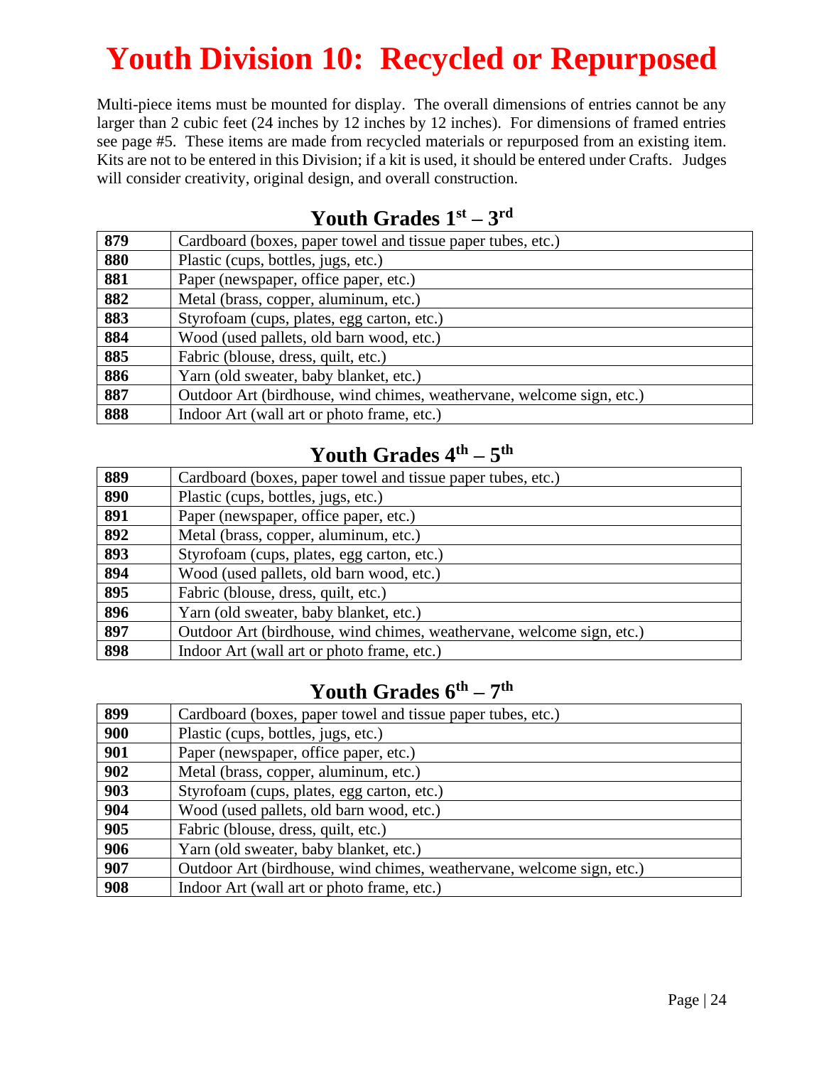# Youth Division 10: Recycled or Repurposed

Multi-piece items must be mounted for display. The overall dimensions of entries cannot be any larger than 2 cubic feet (24 inches by 12 inches by 12 inches). For dimensions of framed entries see page #5. These items are made from recycled materials or repurposed from an existing item. Kits are not to be entered in this Division; if a kit is used, it should be entered under Crafts. Judges will consider creativity, original design, and overall construction.

## Youth Grades 1st – 3rd

| | |
|---|---|
| **879** | Cardboard (boxes, paper towel and tissue paper tubes, etc.) |
| **880** | Plastic (cups, bottles, jugs, etc.) |
| **881** | Paper (newspaper, office paper, etc.) |
| **882** | Metal (brass, copper, aluminum, etc.) |
| **883** | Styrofoam (cups, plates, egg carton, etc.) |
| **884** | Wood (used pallets, old barn wood, etc.) |
| **885** | Fabric (blouse, dress, quilt, etc.) |
| **886** | Yarn (old sweater, baby blanket, etc.) |
| **887** | Outdoor Art (birdhouse, wind chimes, weathervane, welcome sign, etc.) |
| **888** | Indoor Art (wall art or photo frame, etc.) |

## Youth Grades 4th – 5th

| | |
|---|---|
| **889** | Cardboard (boxes, paper towel and tissue paper tubes, etc.) |
| **890** | Plastic (cups, bottles, jugs, etc.) |
| **891** | Paper (newspaper, office paper, etc.) |
| **892** | Metal (brass, copper, aluminum, etc.) |
| **893** | Styrofoam (cups, plates, egg carton, etc.) |
| **894** | Wood (used pallets, old barn wood, etc.) |
| **895** | Fabric (blouse, dress, quilt, etc.) |
| **896** | Yarn (old sweater, baby blanket, etc.) |
| **897** | Outdoor Art (birdhouse, wind chimes, weathervane, welcome sign, etc.) |
| **898** | Indoor Art (wall art or photo frame, etc.) |

## Youth Grades 6th – 7th

| | |
|---|---|
| **899** | Cardboard (boxes, paper towel and tissue paper tubes, etc.) |
| **900** | Plastic (cups, bottles, jugs, etc.) |
| **901** | Paper (newspaper, office paper, etc.) |
| **902** | Metal (brass, copper, aluminum, etc.) |
| **903** | Styrofoam (cups, plates, egg carton, etc.) |
| **904** | Wood (used pallets, old barn wood, etc.) |
| **905** | Fabric (blouse, dress, quilt, etc.) |
| **906** | Yarn (old sweater, baby blanket, etc.) |
| **907** | Outdoor Art (birdhouse, wind chimes, weathervane, welcome sign, etc.) |
| **908** | Indoor Art (wall art or photo frame, etc.) |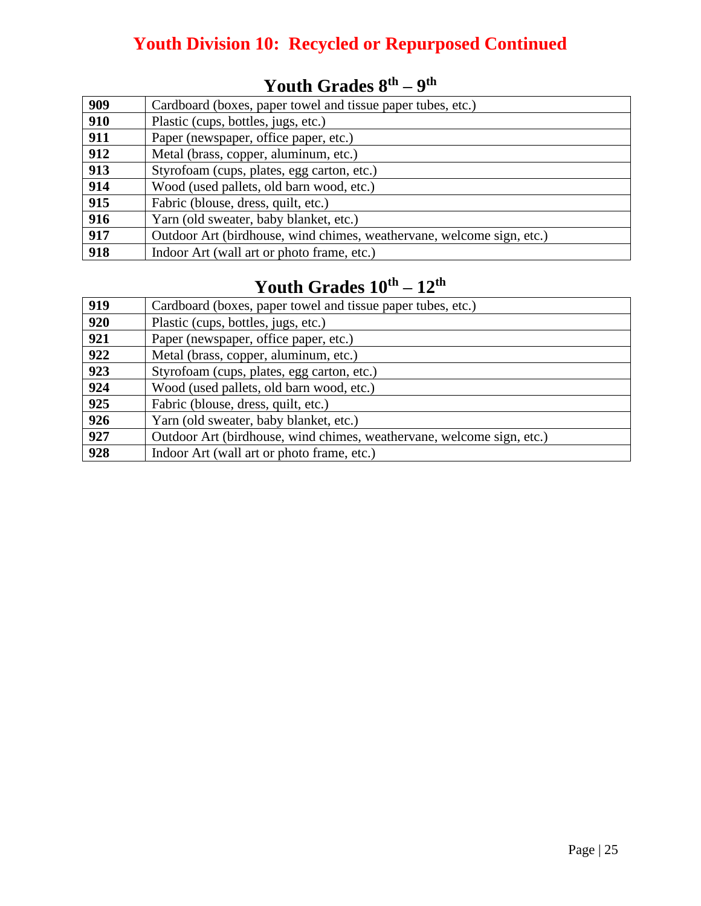# Youth Division 10: Recycled or Repurposed Continued

## Youth Grades 8th – 9th

| | |
|---|---|
| **909** | Cardboard (boxes, paper towel and tissue paper tubes, etc.) |
| **910** | Plastic (cups, bottles, jugs, etc.) |
| **911** | Paper (newspaper, office paper, etc.) |
| **912** | Metal (brass, copper, aluminum, etc.) |
| **913** | Styrofoam (cups, plates, egg carton, etc.) |
| **914** | Wood (used pallets, old barn wood, etc.) |
| **915** | Fabric (blouse, dress, quilt, etc.) |
| **916** | Yarn (old sweater, baby blanket, etc.) |
| **917** | Outdoor Art (birdhouse, wind chimes, weathervane, welcome sign, etc.) |
| **918** | Indoor Art (wall art or photo frame, etc.) |

## Youth Grades 10th – 12th

| | |
|---|---|
| **919** | Cardboard (boxes, paper towel and tissue paper tubes, etc.) |
| **920** | Plastic (cups, bottles, jugs, etc.) |
| **921** | Paper (newspaper, office paper, etc.) |
| **922** | Metal (brass, copper, aluminum, etc.) |
| **923** | Styrofoam (cups, plates, egg carton, etc.) |
| **924** | Wood (used pallets, old barn wood, etc.) |
| **925** | Fabric (blouse, dress, quilt, etc.) |
| **926** | Yarn (old sweater, baby blanket, etc.) |
| **927** | Outdoor Art (birdhouse, wind chimes, weathervane, welcome sign, etc.) |
| **928** | Indoor Art (wall art or photo frame, etc.) |